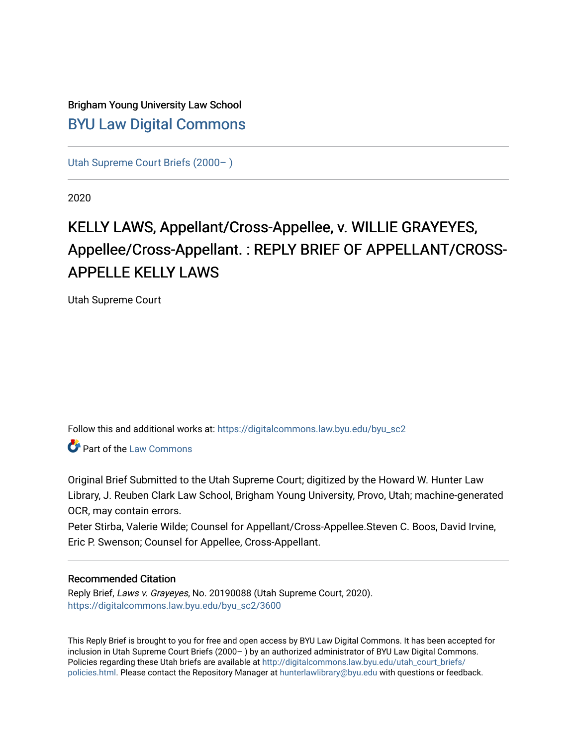Brigham Young University Law School

# BYU Law Digital Commons

Utah Supreme Court Briefs (2000– )

2020

# KELLY LAWS, Appellant/Cross-Appellee, v. WILLIE GRAYEYES, Appellee/Cross-Appellant. : REPLY BRIEF OF APPELLANT/CROSS-APPELLE KELLY LAWS

Utah Supreme Court

Follow this and additional works at: https://digitalcommons.law.byu.edu/byu_sc2

Part of the Law Commons

Original Brief Submitted to the Utah Supreme Court; digitized by the Howard W. Hunter Law Library, J. Reuben Clark Law School, Brigham Young University, Provo, Utah; machine-generated OCR, may contain errors.

Peter Stirba, Valerie Wilde; Counsel for Appellant/Cross-Appellee.Steven C. Boos, David Irvine, Eric P. Swenson; Counsel for Appellee, Cross-Appellant.

## Recommended Citation

Reply Brief, *Laws v. Grayeyes*, No. 20190088 (Utah Supreme Court, 2020).
https://digitalcommons.law.byu.edu/byu_sc2/3600

This Reply Brief is brought to you for free and open access by BYU Law Digital Commons. It has been accepted for inclusion in Utah Supreme Court Briefs (2000– ) by an authorized administrator of BYU Law Digital Commons. Policies regarding these Utah briefs are available at http://digitalcommons.law.byu.edu/utah_court_briefs/policies.html. Please contact the Repository Manager at hunterlawlibrary@byu.edu with questions or feedback.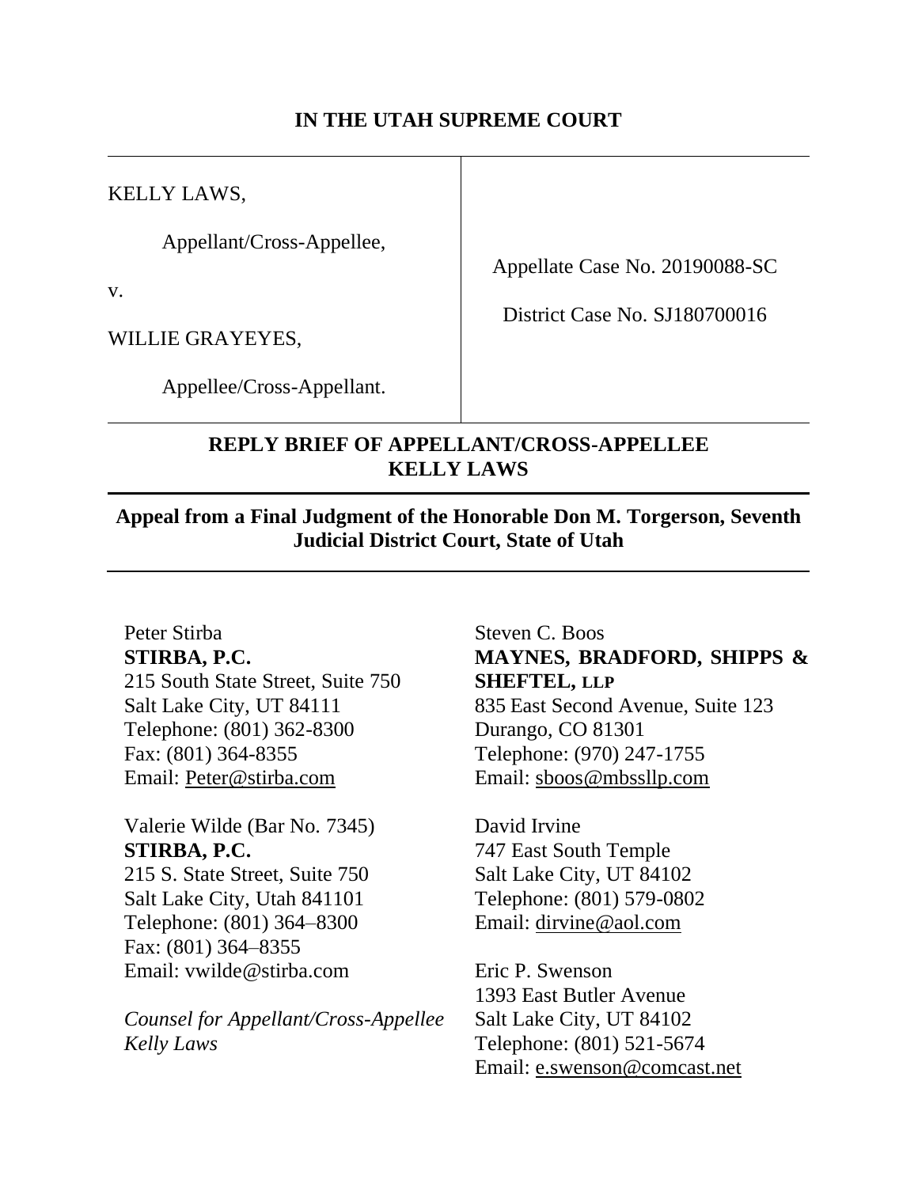**IN THE UTAH SUPREME COURT**

| | |
|---|---|
| KELLY LAWS,<br><br>Appellant/Cross-Appellee,<br><br>v.<br><br>WILLIE GRAYEYES,<br><br>Appellee/Cross-Appellant. | Appellate Case No. 20190088-SC<br><br>District Case No. SJ180700016 |

**REPLY BRIEF OF APPELLANT/CROSS-APPELLEE KELLY LAWS**

**Appeal from a Final Judgment of the Honorable Don M. Torgerson, Seventh Judicial District Court, State of Utah**

Peter Stirba
**STIRBA, P.C.**
215 South State Street, Suite 750
Salt Lake City, UT 84111
Telephone: (801) 362-8300
Fax: (801) 364-8355
Email: Peter@stirba.com

Valerie Wilde (Bar No. 7345)
**STIRBA, P.C.**
215 S. State Street, Suite 750
Salt Lake City, Utah 841101
Telephone: (801) 364–8300
Fax: (801) 364–8355
Email: vwilde@stirba.com

*Counsel for Appellant/Cross-Appellee Kelly Laws*

Steven C. Boos
**MAYNES, BRADFORD, SHIPPS & SHEFTEL, LLP**
835 East Second Avenue, Suite 123
Durango, CO 81301
Telephone: (970) 247-1755
Email: sboos@mbssllp.com

David Irvine
747 East South Temple
Salt Lake City, UT 84102
Telephone: (801) 579-0802
Email: dirvine@aol.com

Eric P. Swenson
1393 East Butler Avenue
Salt Lake City, UT 84102
Telephone: (801) 521-5674
Email: e.swenson@comcast.net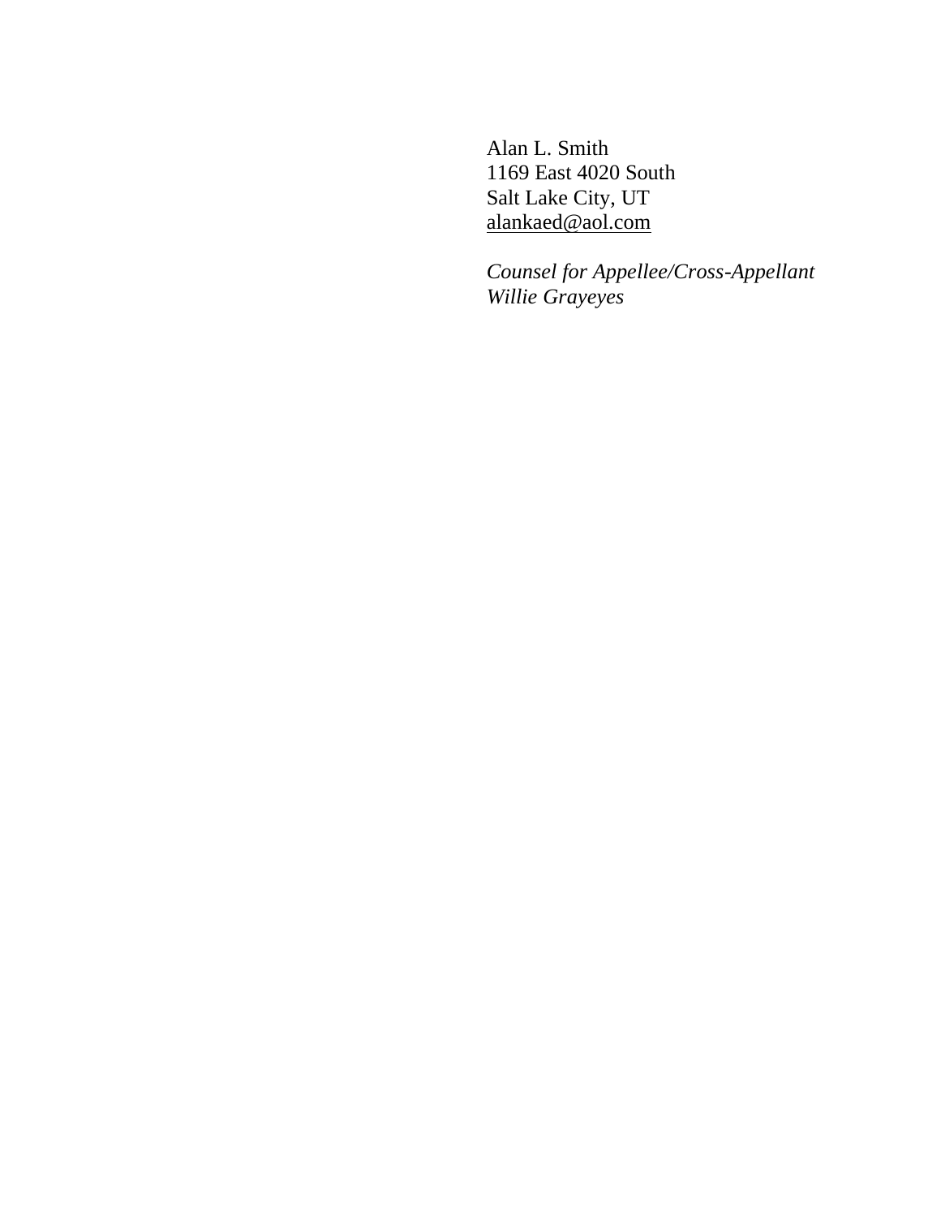Alan L. Smith
1169 East 4020 South
Salt Lake City, UT
alankaed@aol.com

*Counsel for Appellee/Cross-Appellant Willie Grayeyes*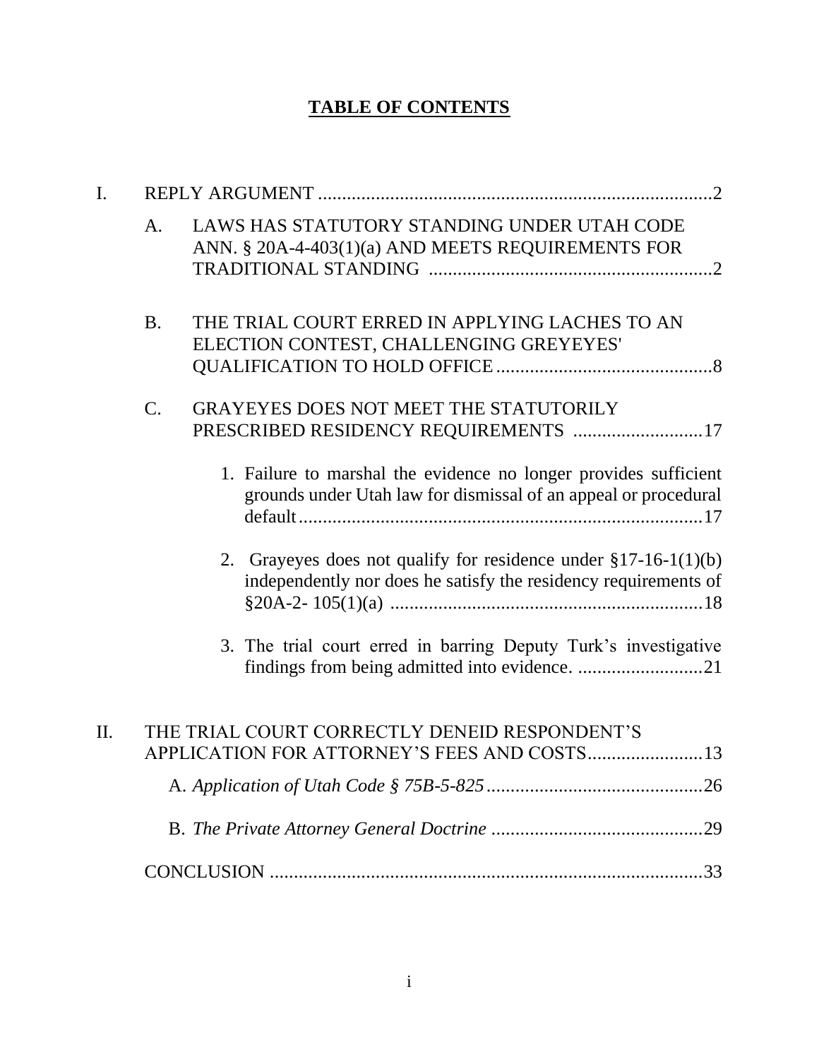# TABLE OF CONTENTS

I. REPLY ARGUMENT .....................................................................................2

  A. LAWS HAS STATUTORY STANDING UNDER UTAH CODE ANN. § 20A-4-403(1)(a) AND MEETS REQUIREMENTS FOR TRADITIONAL STANDING ...........................................................2

  B. THE TRIAL COURT ERRED IN APPLYING LACHES TO AN ELECTION CONTEST, CHALLENGING GREYEYES' QUALIFICATION TO HOLD OFFICE .............................................8

  C. GRAYEYES DOES NOT MEET THE STATUTORILY PRESCRIBED RESIDENCY REQUIREMENTS ...........................17

    1. Failure to marshal the evidence no longer provides sufficient grounds under Utah law for dismissal of an appeal or procedural default.....................................................................................17

    2. Grayeyes does not qualify for residence under §17-16-1(1)(b) independently nor does he satisfy the residency requirements of §20A-2- 105(1)(a) .................................................................18

    3. The trial court erred in barring Deputy Turk's investigative findings from being admitted into evidence. ..........................21

II. THE TRIAL COURT CORRECTLY DENEID RESPONDENT'S APPLICATION FOR ATTORNEY'S FEES AND COSTS........................13

  A. *Application of Utah Code § 75B-5-825*.............................................26

  B. *The Private Attorney General Doctrine* ............................................29

  CONCLUSION ..........................................................................................33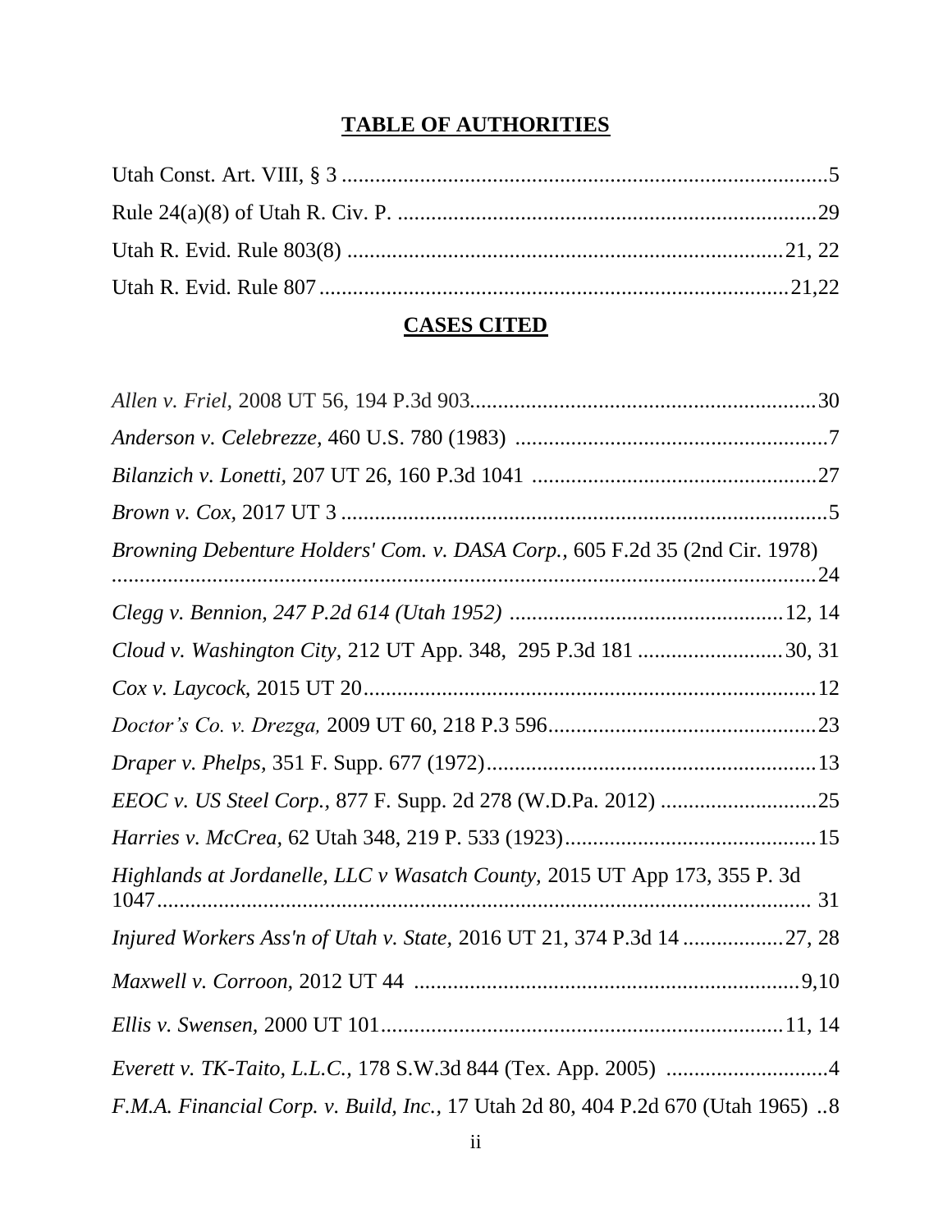## TABLE OF AUTHORITIES

Utah Const. Art. VIII, § 3 .......................................................................................5

Rule 24(a)(8) of Utah R. Civ. P. ...........................................................................29

Utah R. Evid. Rule 803(8) ..............................................................................21, 22

Utah R. Evid. Rule 807 ...................................................................................21,22

## CASES CITED

*Allen v. Friel*, 2008 UT 56, 194 P.3d 903..............................................................30

*Anderson v. Celebrezze*, 460 U.S. 780 (1983) ........................................................7

*Bilanzich v. Lonetti*, 207 UT 26, 160 P.3d 1041 ...................................................27

*Brown v. Cox*, 2017 UT 3 .......................................................................................5

*Browning Debenture Holders' Com. v. DASA Corp.*, 605 F.2d 35 (2nd Cir. 1978) ......................................................................................................................24

*Clegg v. Bennion, 247 P.2d 614 (Utah 1952)* .................................................12, 14

*Cloud v. Washington City*, 212 UT App. 348, 295 P.3d 181 ..........................30, 31

*Cox v. Laycock*, 2015 UT 20..................................................................................12

*Doctor's Co. v. Drezga,* 2009 UT 60, 218 P.3 596................................................23

*Draper v. Phelps*, 351 F. Supp. 677 (1972)............................................................13

*EEOC v. US Steel Corp.*, 877 F. Supp. 2d 278 (W.D.Pa. 2012) ............................25

*Harries v. McCrea*, 62 Utah 348, 219 P. 533 (1923).............................................15

*Highlands at Jordanelle, LLC v Wasatch County*, 2015 UT App 173, 355 P. 3d 1047...................................................................................................................... 31

*Injured Workers Ass'n of Utah v. State*, 2016 UT 21, 374 P.3d 14 ..................27, 28

*Maxwell v. Corroon*, 2012 UT 44 .....................................................................9,10

*Ellis v. Swensen*, 2000 UT 101.......................................................................11, 14

*Everett v. TK-Taito, L.L.C.*, 178 S.W.3d 844 (Tex. App. 2005) .............................4

*F.M.A. Financial Corp. v. Build, Inc.*, 17 Utah 2d 80, 404 P.2d 670 (Utah 1965) ..8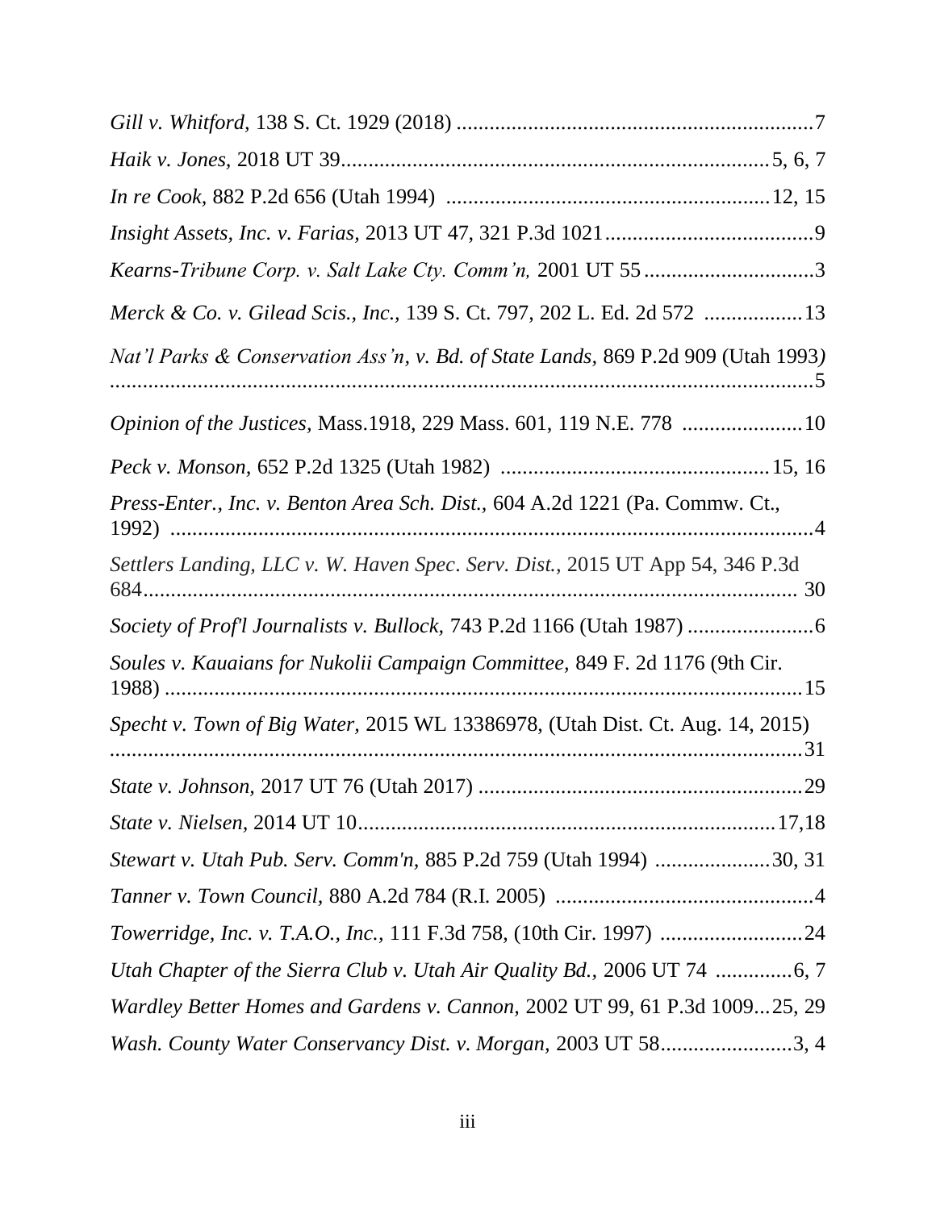*Gill v. Whitford*, 138 S. Ct. 1929 (2018) ................................................................7

*Haik v. Jones*, 2018 UT 39.............................................................................5, 6, 7

*In re Cook*, 882 P.2d 656 (Utah 1994) ..........................................................12, 15

*Insight Assets, Inc. v. Farias*, 2013 UT 47, 321 P.3d 1021......................................9

*Kearns-Tribune Corp. v. Salt Lake Cty. Comm'n,* 2001 UT 55...............................3

*Merck & Co. v. Gilead Scis., Inc.,* 139 S. Ct. 797, 202 L. Ed. 2d 572 .................13

*Nat'l Parks & Conservation Ass'n, v. Bd. of State Lands,* 869 P.2d 909 (Utah 1993) ..........................................................................................................................5

*Opinion of the Justices,* Mass.1918, 229 Mass. 601, 119 N.E. 778 ......................10

*Peck v. Monson*, 652 P.2d 1325 (Utah 1982) ................................................15, 16

*Press-Enter., Inc. v. Benton Area Sch. Dist.,* 604 A.2d 1221 (Pa. Commw. Ct., 1992) .....................................................................................................................4

*Settlers Landing, LLC v. W. Haven Spec. Serv. Dist.*, 2015 UT App 54, 346 P.3d 684........................................................................................................................ 30

*Society of Prof'l Journalists v. Bullock*, 743 P.2d 1166 (Utah 1987) .......................6

*Soules v. Kauaians for Nukolii Campaign Committee,* 849 F. 2d 1176 (9th Cir. 1988) .....................................................................................................................15

*Specht v. Town of Big Water*, 2015 WL 13386978, (Utah Dist. Ct. Aug. 14, 2015) ................................................................................................................................31

*State v. Johnson*, 2017 UT 76 (Utah 2017) ...........................................................29

*State v. Nielsen*, 2014 UT 10............................................................................17,18

*Stewart v. Utah Pub. Serv. Comm'n,* 885 P.2d 759 (Utah 1994) .....................30, 31

*Tanner v. Town Council*, 880 A.2d 784 (R.I. 2005) ...............................................4

*Towerridge, Inc. v. T.A.O., Inc.,* 111 F.3d 758, (10th Cir. 1997) ..........................24

*Utah Chapter of the Sierra Club v. Utah Air Quality Bd.,* 2006 UT 74 ..............6, 7

*Wardley Better Homes and Gardens v. Cannon*, 2002 UT 99, 61 P.3d 1009...25, 29

*Wash. County Water Conservancy Dist. v. Morgan,* 2003 UT 58........................3, 4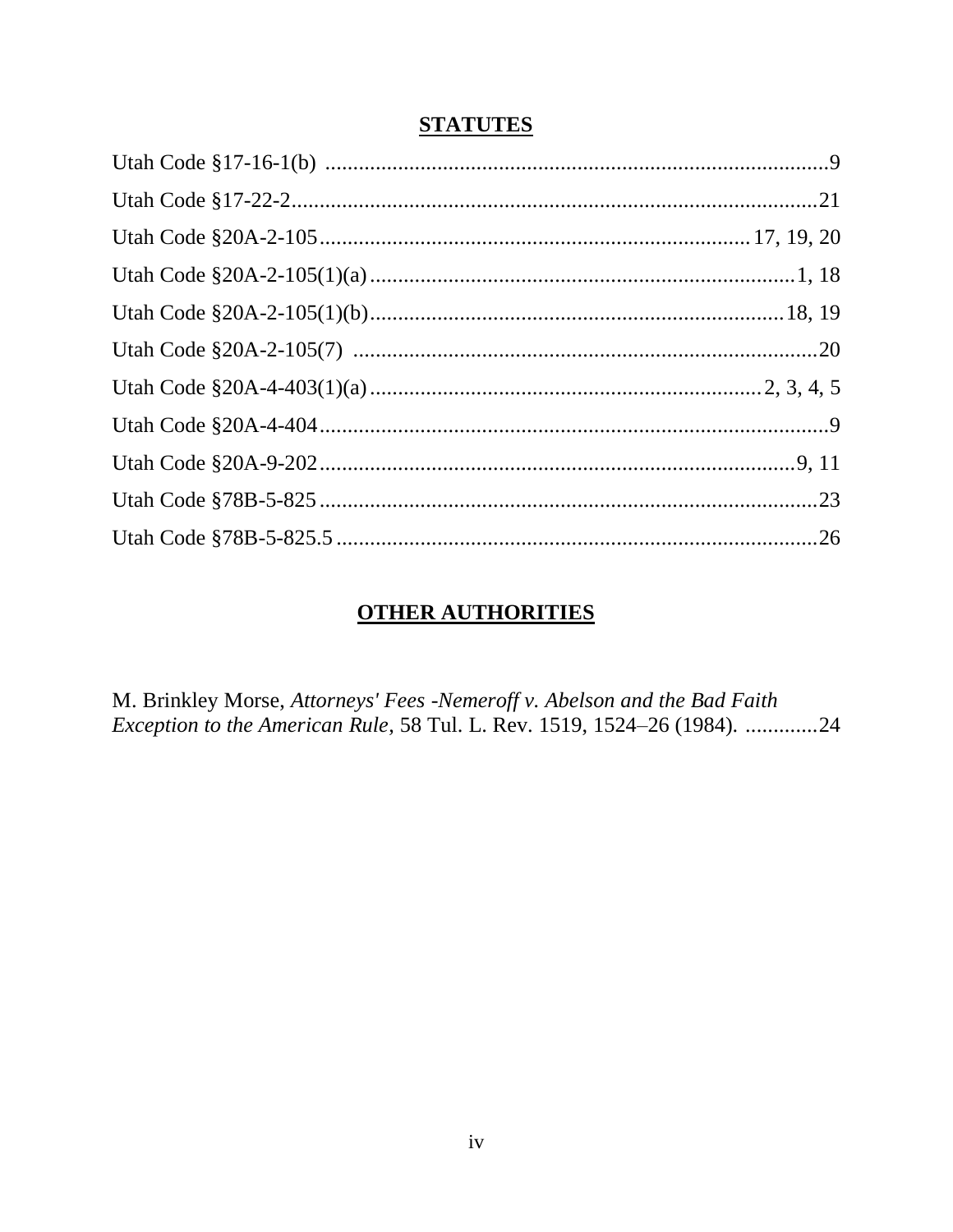## STATUTES

Utah Code §17-16-1(b) ......................................................................................... 9

Utah Code §17-22-2.............................................................................................. 21

Utah Code §20A-2-105........................................................................... 17, 19, 20

Utah Code §20A-2-105(1)(a) ............................................................................ 1, 18

Utah Code §20A-2-105(1)(b)........................................................................ 18, 19

Utah Code §20A-2-105(7) .................................................................................. 20

Utah Code §20A-4-403(1)(a) .................................................................... 2, 3, 4, 5

Utah Code §20A-4-404........................................................................................... 9

Utah Code §20A-9-202...................................................................................... 9, 11

Utah Code §78B-5-825 ........................................................................................ 23

Utah Code §78B-5-825.5 ..................................................................................... 26

## OTHER AUTHORITIES

M. Brinkley Morse, *Attorneys' Fees -Nemeroff v. Abelson and the Bad Faith Exception to the American Rule*, 58 Tul. L. Rev. 1519, 1524–26 (1984). .............24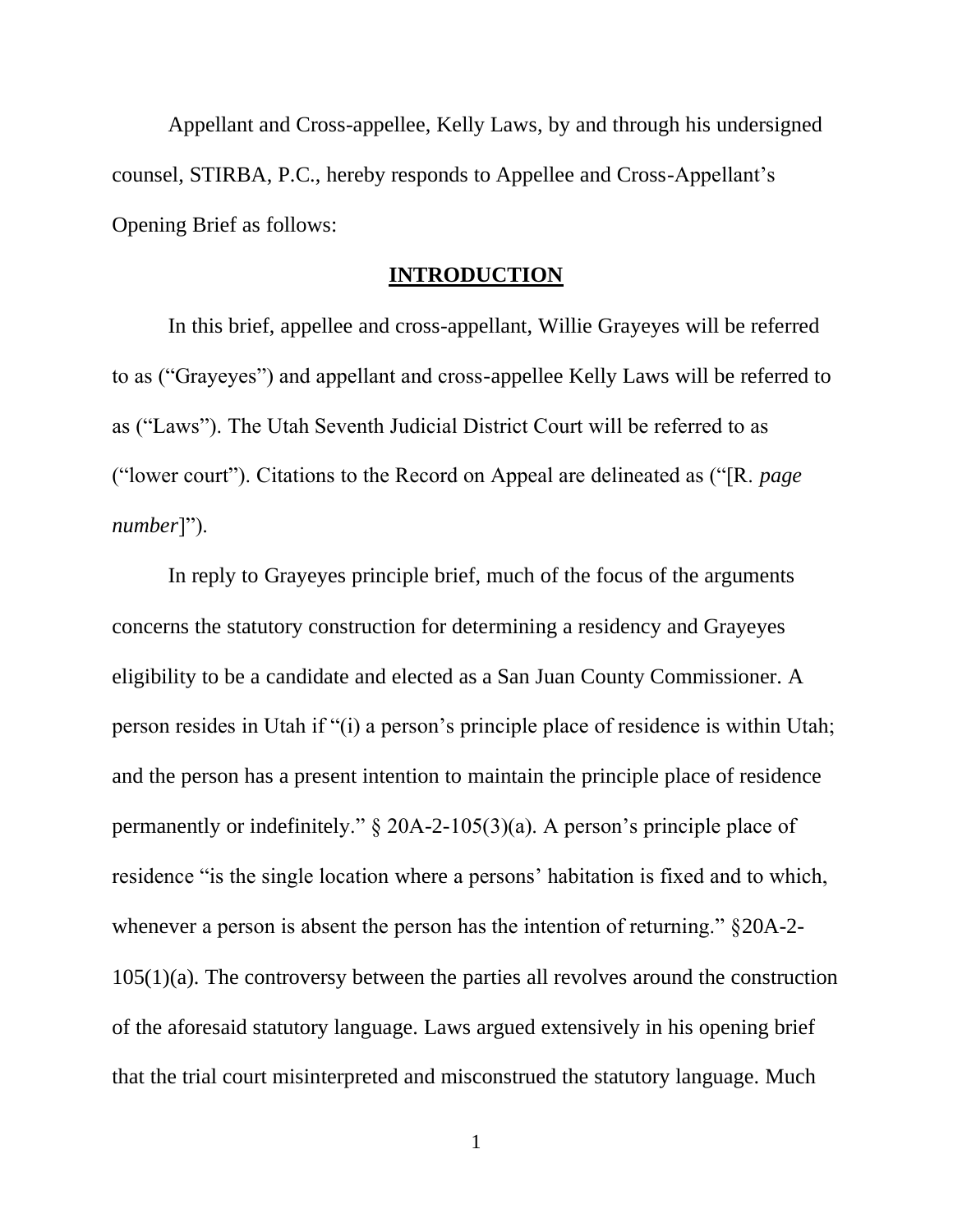Appellant and Cross-appellee, Kelly Laws, by and through his undersigned counsel, STIRBA, P.C., hereby responds to Appellee and Cross-Appellant's Opening Brief as follows:

## INTRODUCTION

In this brief, appellee and cross-appellant, Willie Grayeyes will be referred to as ("Grayeyes") and appellant and cross-appellee Kelly Laws will be referred to as ("Laws"). The Utah Seventh Judicial District Court will be referred to as ("lower court"). Citations to the Record on Appeal are delineated as ("[R. *page number*]").

In reply to Grayeyes principle brief, much of the focus of the arguments concerns the statutory construction for determining a residency and Grayeyes eligibility to be a candidate and elected as a San Juan County Commissioner. A person resides in Utah if "(i) a person's principle place of residence is within Utah; and the person has a present intention to maintain the principle place of residence permanently or indefinitely." § 20A-2-105(3)(a). A person's principle place of residence "is the single location where a persons' habitation is fixed and to which, whenever a person is absent the person has the intention of returning." §20A-2-105(1)(a). The controversy between the parties all revolves around the construction of the aforesaid statutory language. Laws argued extensively in his opening brief that the trial court misinterpreted and misconstrued the statutory language. Much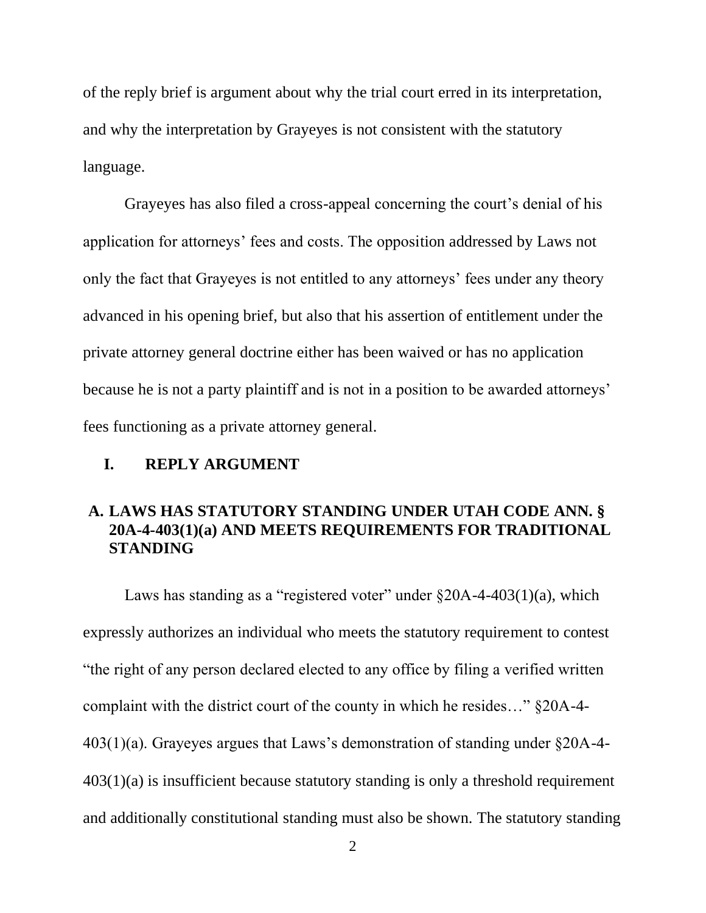of the reply brief is argument about why the trial court erred in its interpretation, and why the interpretation by Grayeyes is not consistent with the statutory language.

Grayeyes has also filed a cross-appeal concerning the court's denial of his application for attorneys' fees and costs. The opposition addressed by Laws not only the fact that Grayeyes is not entitled to any attorneys' fees under any theory advanced in his opening brief, but also that his assertion of entitlement under the private attorney general doctrine either has been waived or has no application because he is not a party plaintiff and is not in a position to be awarded attorneys' fees functioning as a private attorney general.

# I. REPLY ARGUMENT

## A. LAWS HAS STATUTORY STANDING UNDER UTAH CODE ANN. § 20A-4-403(1)(a) AND MEETS REQUIREMENTS FOR TRADITIONAL STANDING

Laws has standing as a "registered voter" under §20A-4-403(1)(a), which expressly authorizes an individual who meets the statutory requirement to contest "the right of any person declared elected to any office by filing a verified written complaint with the district court of the county in which he resides…" §20A-4-403(1)(a). Grayeyes argues that Laws's demonstration of standing under §20A-4-403(1)(a) is insufficient because statutory standing is only a threshold requirement and additionally constitutional standing must also be shown. The statutory standing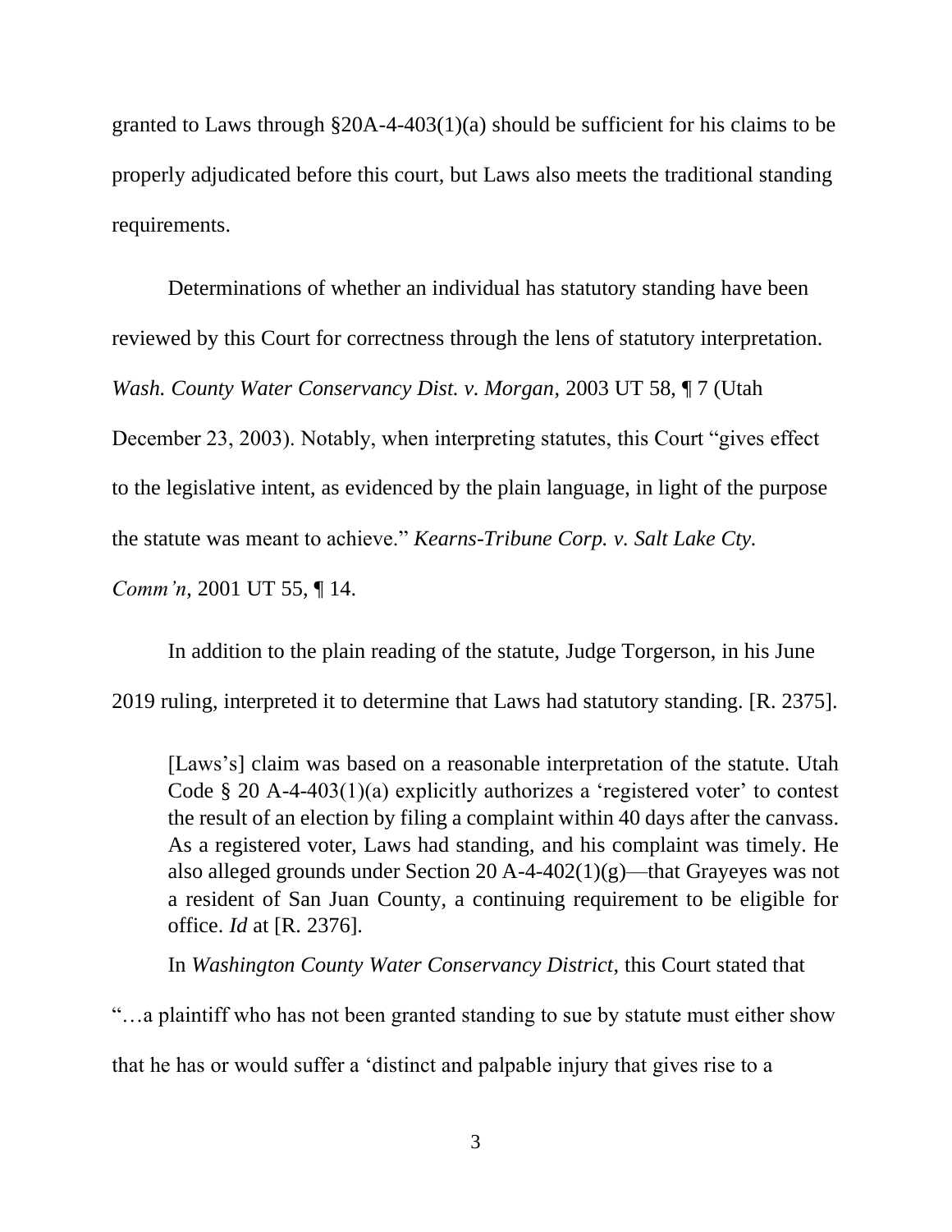granted to Laws through §20A-4-403(1)(a) should be sufficient for his claims to be properly adjudicated before this court, but Laws also meets the traditional standing requirements.

Determinations of whether an individual has statutory standing have been reviewed by this Court for correctness through the lens of statutory interpretation. *Wash. County Water Conservancy Dist. v. Morgan*, 2003 UT 58, ¶ 7 (Utah December 23, 2003). Notably, when interpreting statutes, this Court "gives effect to the legislative intent, as evidenced by the plain language, in light of the purpose the statute was meant to achieve." *Kearns-Tribune Corp. v. Salt Lake Cty. Comm'n*, 2001 UT 55, ¶ 14.

In addition to the plain reading of the statute, Judge Torgerson, in his June 2019 ruling, interpreted it to determine that Laws had statutory standing. [R. 2375].

> [Laws's] claim was based on a reasonable interpretation of the statute. Utah Code § 20 A-4-403(1)(a) explicitly authorizes a 'registered voter' to contest the result of an election by filing a complaint within 40 days after the canvass. As a registered voter, Laws had standing, and his complaint was timely. He also alleged grounds under Section 20 A-4-402(1)(g)—that Grayeyes was not a resident of San Juan County, a continuing requirement to be eligible for office. *Id* at [R. 2376].

In *Washington County Water Conservancy District*, this Court stated that "…a plaintiff who has not been granted standing to sue by statute must either show that he has or would suffer a 'distinct and palpable injury that gives rise to a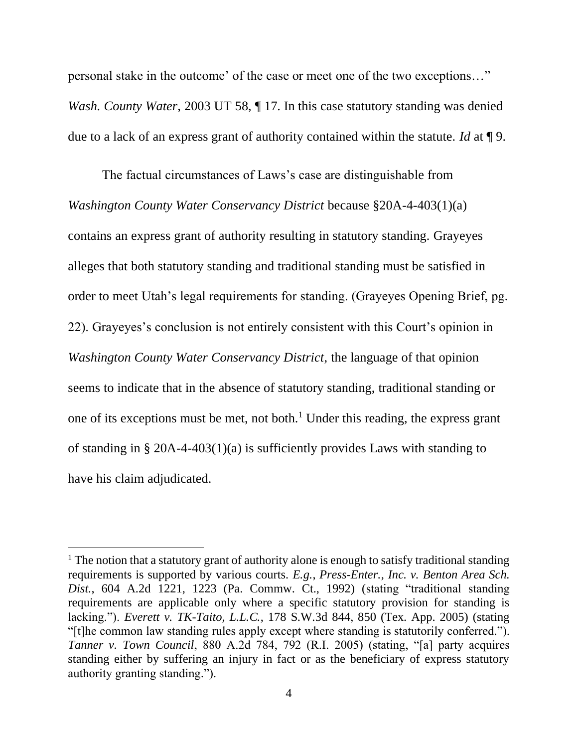personal stake in the outcome' of the case or meet one of the two exceptions…" *Wash. County Water*, 2003 UT 58, ¶ 17. In this case statutory standing was denied due to a lack of an express grant of authority contained within the statute. *Id* at ¶ 9.

The factual circumstances of Laws's case are distinguishable from *Washington County Water Conservancy District* because §20A-4-403(1)(a) contains an express grant of authority resulting in statutory standing. Grayeyes alleges that both statutory standing and traditional standing must be satisfied in order to meet Utah's legal requirements for standing. (Grayeyes Opening Brief, pg. 22). Grayeyes's conclusion is not entirely consistent with this Court's opinion in *Washington County Water Conservancy District*, the language of that opinion seems to indicate that in the absence of statutory standing, traditional standing or one of its exceptions must be met, not both.[1] Under this reading, the express grant of standing in § 20A-4-403(1)(a) is sufficiently provides Laws with standing to have his claim adjudicated.

---

[1] The notion that a statutory grant of authority alone is enough to satisfy traditional standing requirements is supported by various courts. *E.g.*, *Press-Enter., Inc. v. Benton Area Sch. Dist.*, 604 A.2d 1221, 1223 (Pa. Commw. Ct., 1992) (stating "traditional standing requirements are applicable only where a specific statutory provision for standing is lacking."). *Everett v. TK-Taito, L.L.C.*, 178 S.W.3d 844, 850 (Tex. App. 2005) (stating "[t]he common law standing rules apply except where standing is statutorily conferred."). *Tanner v. Town Council*, 880 A.2d 784, 792 (R.I. 2005) (stating, "[a] party acquires standing either by suffering an injury in fact or as the beneficiary of express statutory authority granting standing.").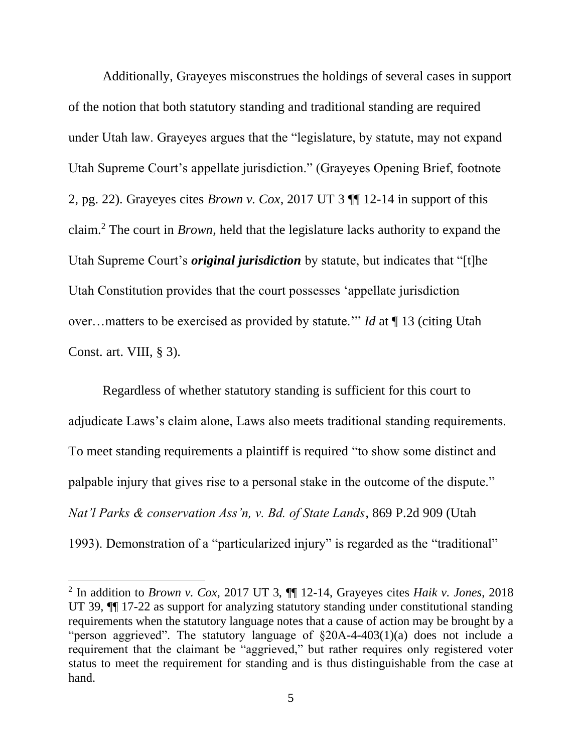Additionally, Grayeyes misconstrues the holdings of several cases in support of the notion that both statutory standing and traditional standing are required under Utah law. Grayeyes argues that the "legislature, by statute, may not expand Utah Supreme Court's appellate jurisdiction." (Grayeyes Opening Brief, footnote 2, pg. 22). Grayeyes cites *Brown v. Cox*, 2017 UT 3 ¶¶ 12-14 in support of this claim.[2] The court in *Brown*, held that the legislature lacks authority to expand the Utah Supreme Court's ***original jurisdiction*** by statute, but indicates that "[t]he Utah Constitution provides that the court possesses 'appellate jurisdiction over…matters to be exercised as provided by statute.'" *Id* at ¶ 13 (citing Utah Const. art. VIII, § 3).

Regardless of whether statutory standing is sufficient for this court to adjudicate Laws's claim alone, Laws also meets traditional standing requirements. To meet standing requirements a plaintiff is required "to show some distinct and palpable injury that gives rise to a personal stake in the outcome of the dispute." *Nat'l Parks & conservation Ass'n, v. Bd. of State Lands*, 869 P.2d 909 (Utah 1993). Demonstration of a "particularized injury" is regarded as the "traditional"

[2] In addition to *Brown v. Cox*, 2017 UT 3, ¶¶ 12-14, Grayeyes cites *Haik v. Jones*, 2018 UT 39, ¶¶ 17-22 as support for analyzing statutory standing under constitutional standing requirements when the statutory language notes that a cause of action may be brought by a "person aggrieved". The statutory language of §20A-4-403(1)(a) does not include a requirement that the claimant be "aggrieved," but rather requires only registered voter status to meet the requirement for standing and is thus distinguishable from the case at hand.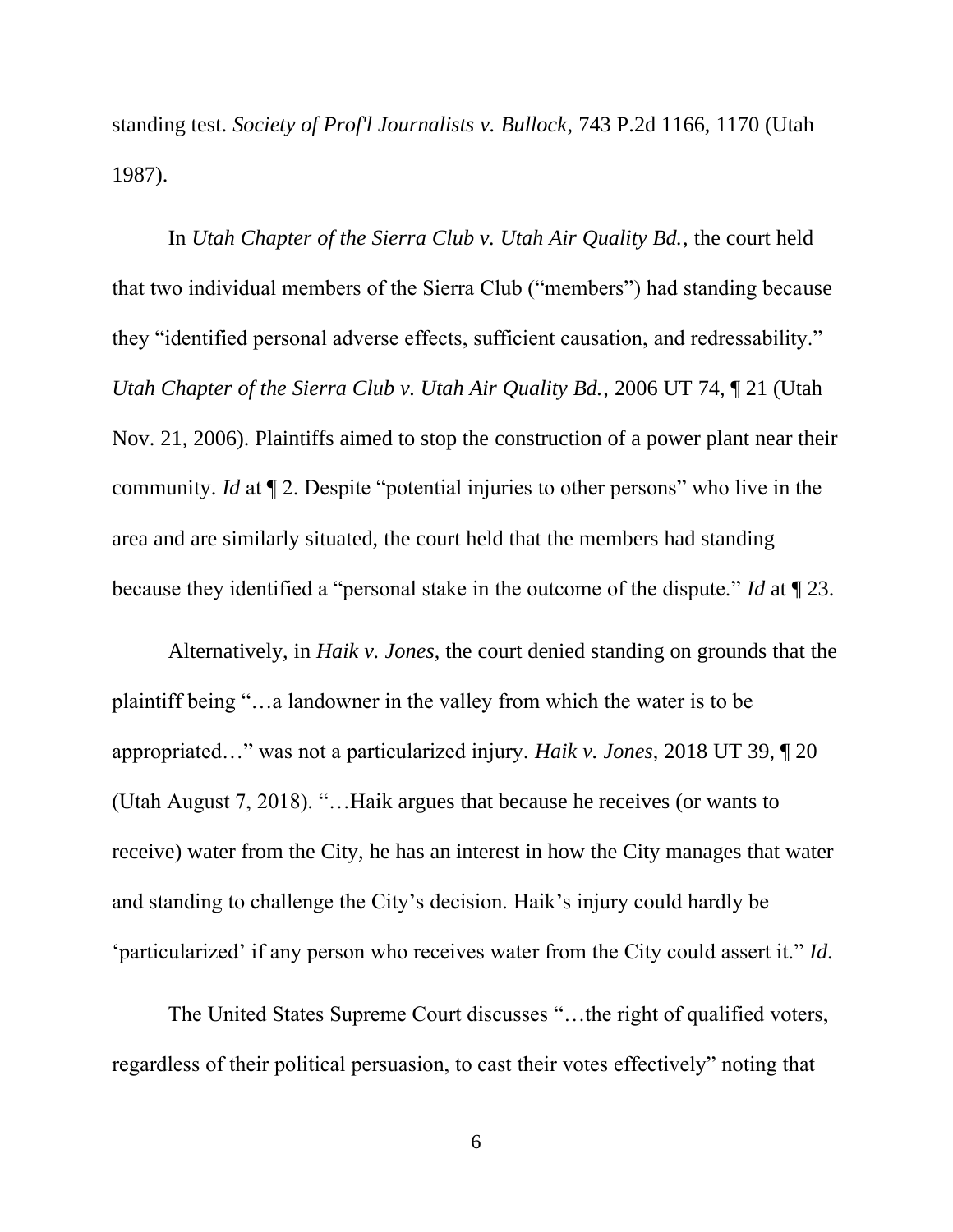standing test. *Society of Prof'l Journalists v. Bullock*, 743 P.2d 1166, 1170 (Utah 1987).

In *Utah Chapter of the Sierra Club v. Utah Air Quality Bd.*, the court held that two individual members of the Sierra Club ("members") had standing because they "identified personal adverse effects, sufficient causation, and redressability." *Utah Chapter of the Sierra Club v. Utah Air Quality Bd.*, 2006 UT 74, ¶ 21 (Utah Nov. 21, 2006). Plaintiffs aimed to stop the construction of a power plant near their community. *Id* at ¶ 2. Despite "potential injuries to other persons" who live in the area and are similarly situated, the court held that the members had standing because they identified a "personal stake in the outcome of the dispute." *Id* at ¶ 23.

Alternatively, in *Haik v. Jones*, the court denied standing on grounds that the plaintiff being "…a landowner in the valley from which the water is to be appropriated…" was not a particularized injury. *Haik v. Jones*, 2018 UT 39, ¶ 20 (Utah August 7, 2018). "…Haik argues that because he receives (or wants to receive) water from the City, he has an interest in how the City manages that water and standing to challenge the City's decision. Haik's injury could hardly be 'particularized' if any person who receives water from the City could assert it." *Id*.

The United States Supreme Court discusses "…the right of qualified voters, regardless of their political persuasion, to cast their votes effectively" noting that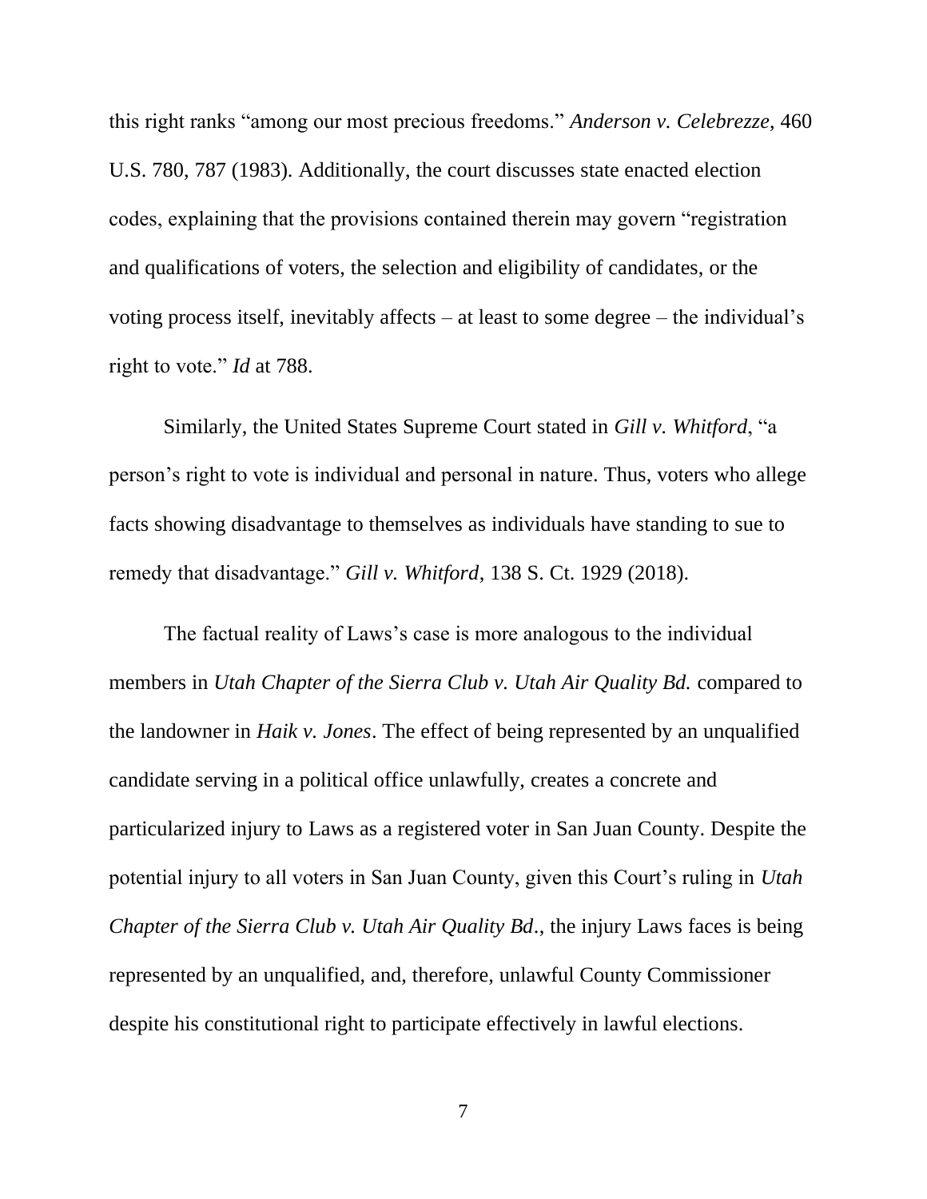this right ranks "among our most precious freedoms." *Anderson v. Celebrezze*, 460 U.S. 780, 787 (1983). Additionally, the court discusses state enacted election codes, explaining that the provisions contained therein may govern "registration and qualifications of voters, the selection and eligibility of candidates, or the voting process itself, inevitably affects – at least to some degree – the individual's right to vote." *Id* at 788.

Similarly, the United States Supreme Court stated in *Gill v. Whitford*, "a person's right to vote is individual and personal in nature. Thus, voters who allege facts showing disadvantage to themselves as individuals have standing to sue to remedy that disadvantage." *Gill v. Whitford*, 138 S. Ct. 1929 (2018).

The factual reality of Laws's case is more analogous to the individual members in *Utah Chapter of the Sierra Club v. Utah Air Quality Bd.* compared to the landowner in *Haik v. Jones*. The effect of being represented by an unqualified candidate serving in a political office unlawfully, creates a concrete and particularized injury to Laws as a registered voter in San Juan County. Despite the potential injury to all voters in San Juan County, given this Court's ruling in *Utah Chapter of the Sierra Club v. Utah Air Quality Bd*., the injury Laws faces is being represented by an unqualified, and, therefore, unlawful County Commissioner despite his constitutional right to participate effectively in lawful elections.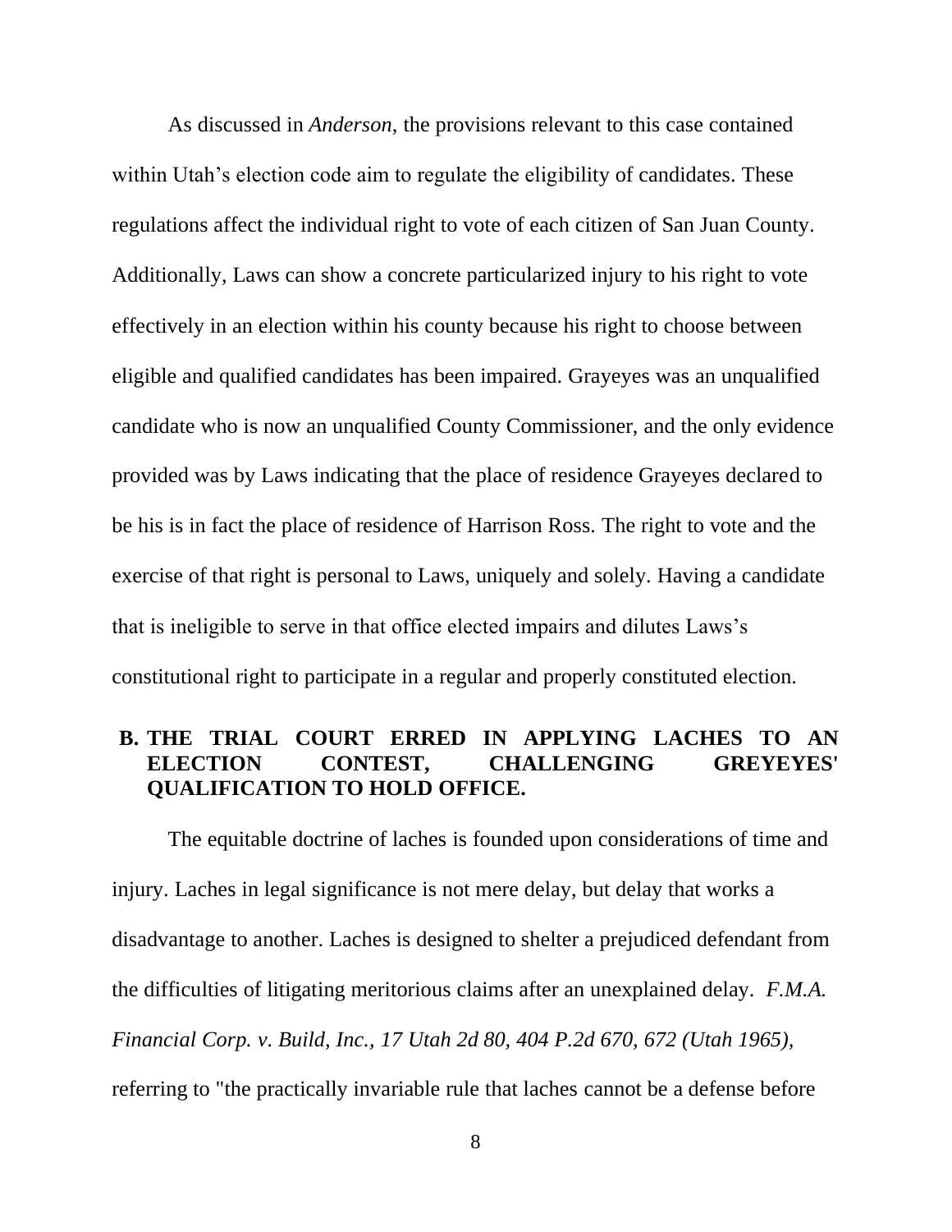As discussed in *Anderson*, the provisions relevant to this case contained within Utah's election code aim to regulate the eligibility of candidates. These regulations affect the individual right to vote of each citizen of San Juan County. Additionally, Laws can show a concrete particularized injury to his right to vote effectively in an election within his county because his right to choose between eligible and qualified candidates has been impaired. Grayeyes was an unqualified candidate who is now an unqualified County Commissioner, and the only evidence provided was by Laws indicating that the place of residence Grayeyes declared to be his is in fact the place of residence of Harrison Ross. The right to vote and the exercise of that right is personal to Laws, uniquely and solely. Having a candidate that is ineligible to serve in that office elected impairs and dilutes Laws's constitutional right to participate in a regular and properly constituted election.

### B. THE TRIAL COURT ERRED IN APPLYING LACHES TO AN ELECTION CONTEST, CHALLENGING GREYEYES' QUALIFICATION TO HOLD OFFICE.

The equitable doctrine of laches is founded upon considerations of time and injury. Laches in legal significance is not mere delay, but delay that works a disadvantage to another. Laches is designed to shelter a prejudiced defendant from the difficulties of litigating meritorious claims after an unexplained delay. *F.M.A. Financial Corp. v. Build, Inc., 17 Utah 2d 80, 404 P.2d 670, 672 (Utah 1965),* referring to "the practically invariable rule that laches cannot be a defense before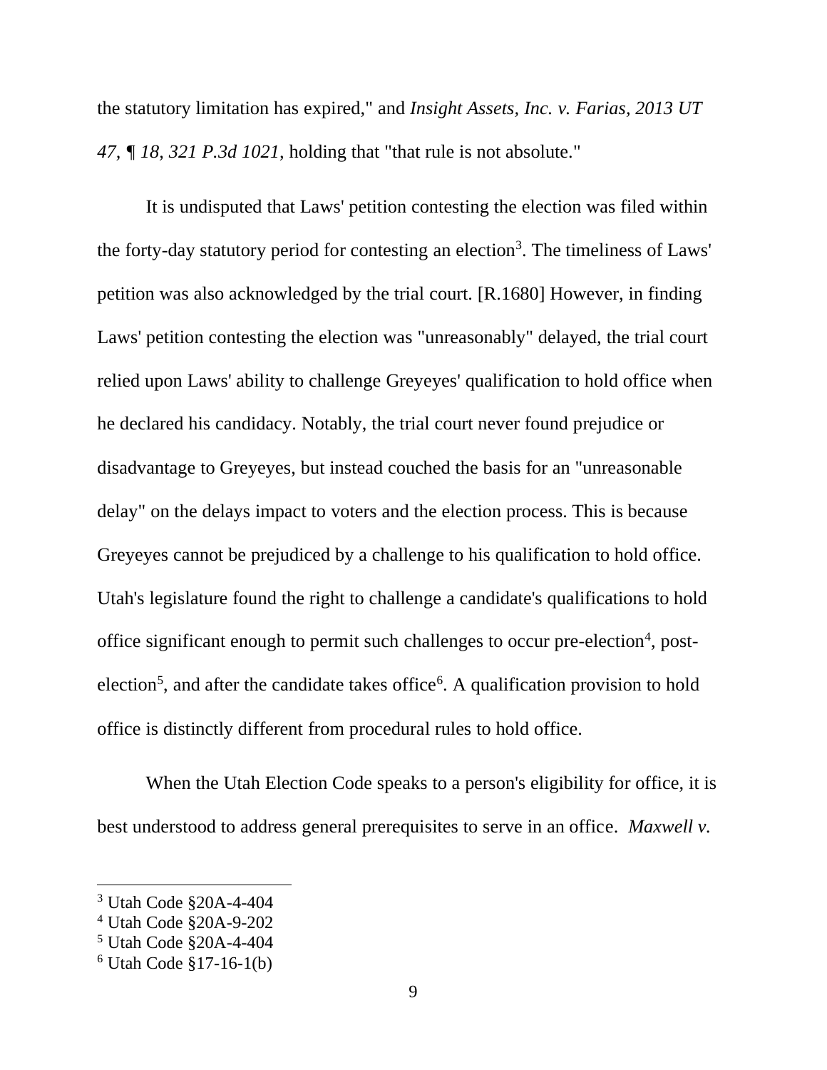the statutory limitation has expired," and *Insight Assets, Inc. v. Farias, 2013 UT 47, ¶ 18, 321 P.3d 1021*, holding that "that rule is not absolute."

It is undisputed that Laws' petition contesting the election was filed within the forty-day statutory period for contesting an election[3]. The timeliness of Laws' petition was also acknowledged by the trial court. [R.1680] However, in finding Laws' petition contesting the election was "unreasonably" delayed, the trial court relied upon Laws' ability to challenge Greyeyes' qualification to hold office when he declared his candidacy. Notably, the trial court never found prejudice or disadvantage to Greyeyes, but instead couched the basis for an "unreasonable delay" on the delays impact to voters and the election process. This is because Greyeyes cannot be prejudiced by a challenge to his qualification to hold office. Utah's legislature found the right to challenge a candidate's qualifications to hold office significant enough to permit such challenges to occur pre-election[4], post-election[5], and after the candidate takes office[6]. A qualification provision to hold office is distinctly different from procedural rules to hold office.

When the Utah Election Code speaks to a person's eligibility for office, it is best understood to address general prerequisites to serve in an office. *Maxwell v.*

---

[3] Utah Code §20A-4-404

[4] Utah Code §20A-9-202

[5] Utah Code §20A-4-404

[6] Utah Code §17-16-1(b)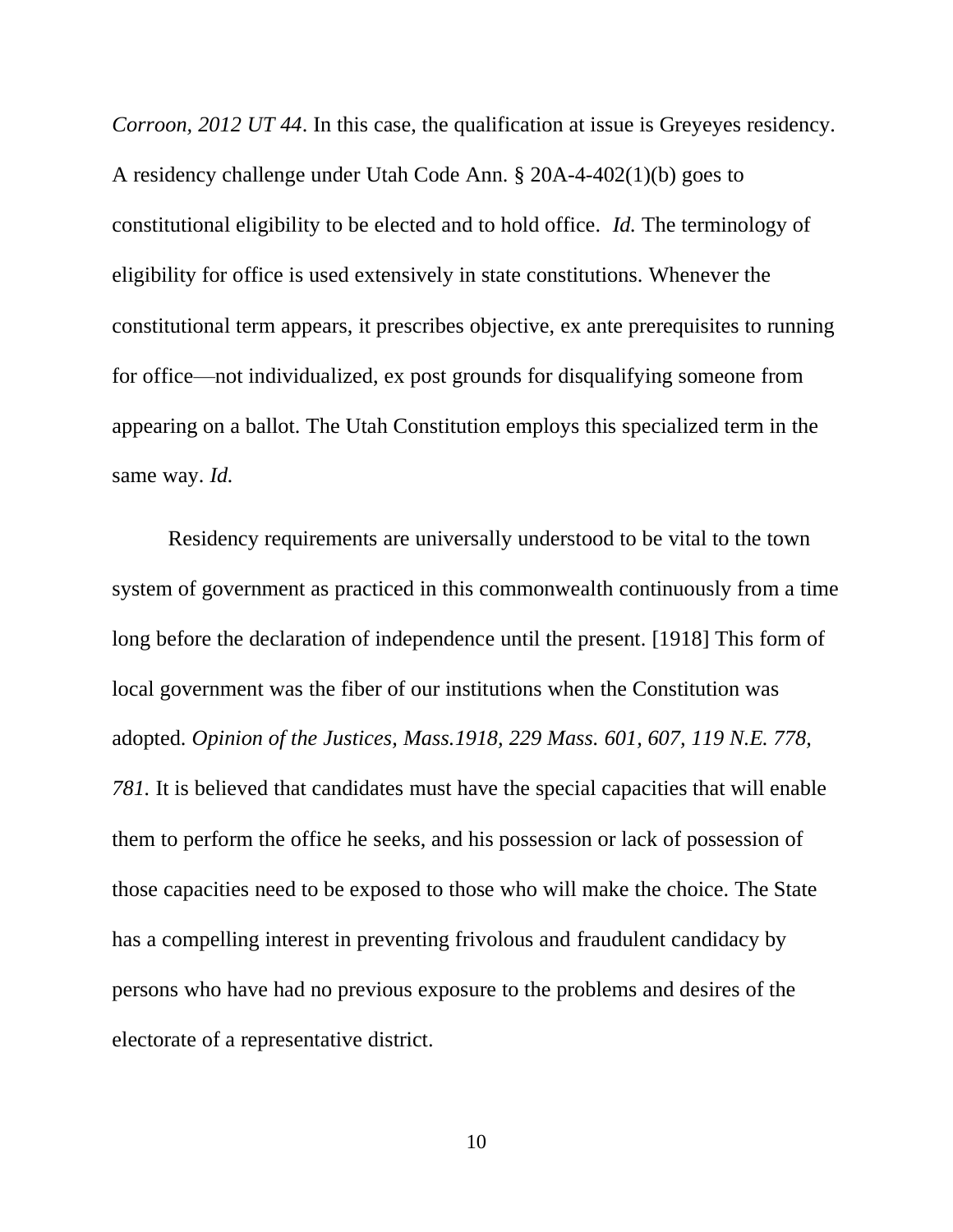*Corroon, 2012 UT 44*. In this case, the qualification at issue is Greyeyes residency. A residency challenge under Utah Code Ann. § 20A-4-402(1)(b) goes to constitutional eligibility to be elected and to hold office. *Id.* The terminology of eligibility for office is used extensively in state constitutions. Whenever the constitutional term appears, it prescribes objective, ex ante prerequisites to running for office—not individualized, ex post grounds for disqualifying someone from appearing on a ballot. The Utah Constitution employs this specialized term in the same way. *Id.*

Residency requirements are universally understood to be vital to the town system of government as practiced in this commonwealth continuously from a time long before the declaration of independence until the present. [1918] This form of local government was the fiber of our institutions when the Constitution was adopted. *Opinion of the Justices, Mass.1918, 229 Mass. 601, 607, 119 N.E. 778, 781.* It is believed that candidates must have the special capacities that will enable them to perform the office he seeks, and his possession or lack of possession of those capacities need to be exposed to those who will make the choice. The State has a compelling interest in preventing frivolous and fraudulent candidacy by persons who have had no previous exposure to the problems and desires of the electorate of a representative district.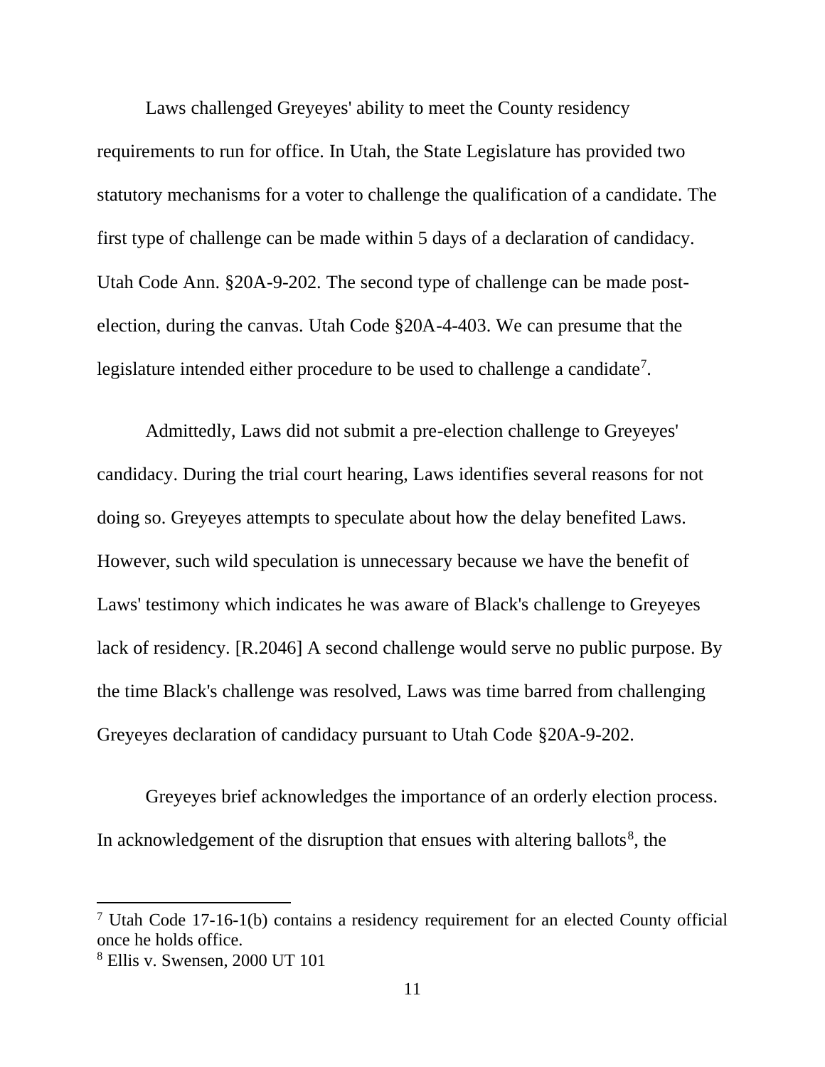Laws challenged Greyeyes' ability to meet the County residency requirements to run for office. In Utah, the State Legislature has provided two statutory mechanisms for a voter to challenge the qualification of a candidate. The first type of challenge can be made within 5 days of a declaration of candidacy. Utah Code Ann. §20A-9-202. The second type of challenge can be made post-election, during the canvas. Utah Code §20A-4-403. We can presume that the legislature intended either procedure to be used to challenge a candidate[7].

Admittedly, Laws did not submit a pre-election challenge to Greyeyes' candidacy. During the trial court hearing, Laws identifies several reasons for not doing so. Greyeyes attempts to speculate about how the delay benefited Laws. However, such wild speculation is unnecessary because we have the benefit of Laws' testimony which indicates he was aware of Black's challenge to Greyeyes lack of residency. [R.2046] A second challenge would serve no public purpose. By the time Black's challenge was resolved, Laws was time barred from challenging Greyeyes declaration of candidacy pursuant to Utah Code §20A-9-202.

Greyeyes brief acknowledges the importance of an orderly election process. In acknowledgement of the disruption that ensues with altering ballots[8], the

[7] Utah Code 17-16-1(b) contains a residency requirement for an elected County official once he holds office.

[8] Ellis v. Swensen, 2000 UT 101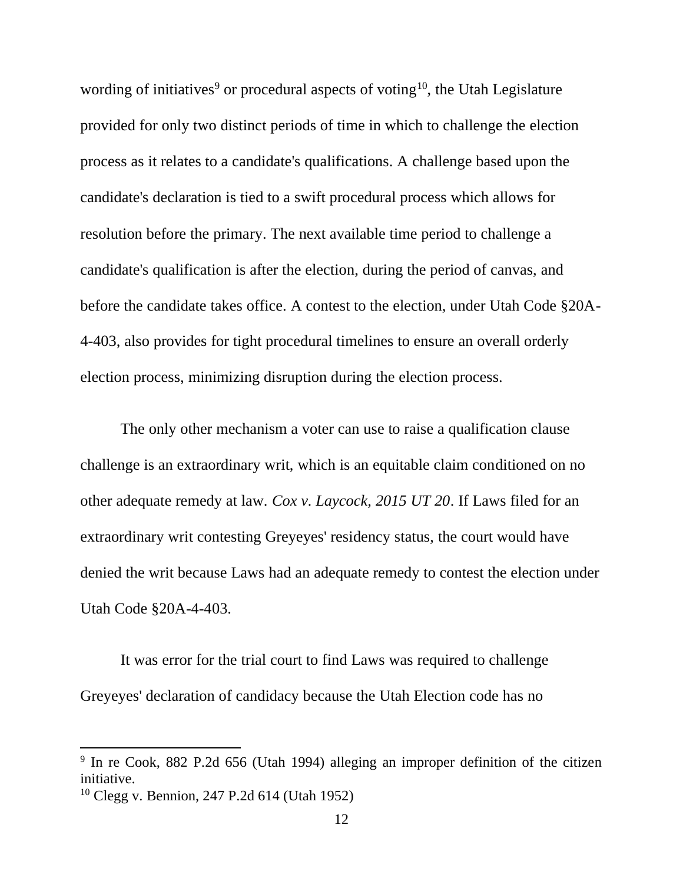wording of initiatives[9] or procedural aspects of voting[10], the Utah Legislature provided for only two distinct periods of time in which to challenge the election process as it relates to a candidate's qualifications. A challenge based upon the candidate's declaration is tied to a swift procedural process which allows for resolution before the primary. The next available time period to challenge a candidate's qualification is after the election, during the period of canvas, and before the candidate takes office. A contest to the election, under Utah Code §20A-4-403, also provides for tight procedural timelines to ensure an overall orderly election process, minimizing disruption during the election process.

The only other mechanism a voter can use to raise a qualification clause challenge is an extraordinary writ, which is an equitable claim conditioned on no other adequate remedy at law. *Cox v. Laycock, 2015 UT 20*. If Laws filed for an extraordinary writ contesting Greyeyes' residency status, the court would have denied the writ because Laws had an adequate remedy to contest the election under Utah Code §20A-4-403.

It was error for the trial court to find Laws was required to challenge Greyeyes' declaration of candidacy because the Utah Election code has no

---

[9] In re Cook, 882 P.2d 656 (Utah 1994) alleging an improper definition of the citizen initiative.

[10] Clegg v. Bennion, 247 P.2d 614 (Utah 1952)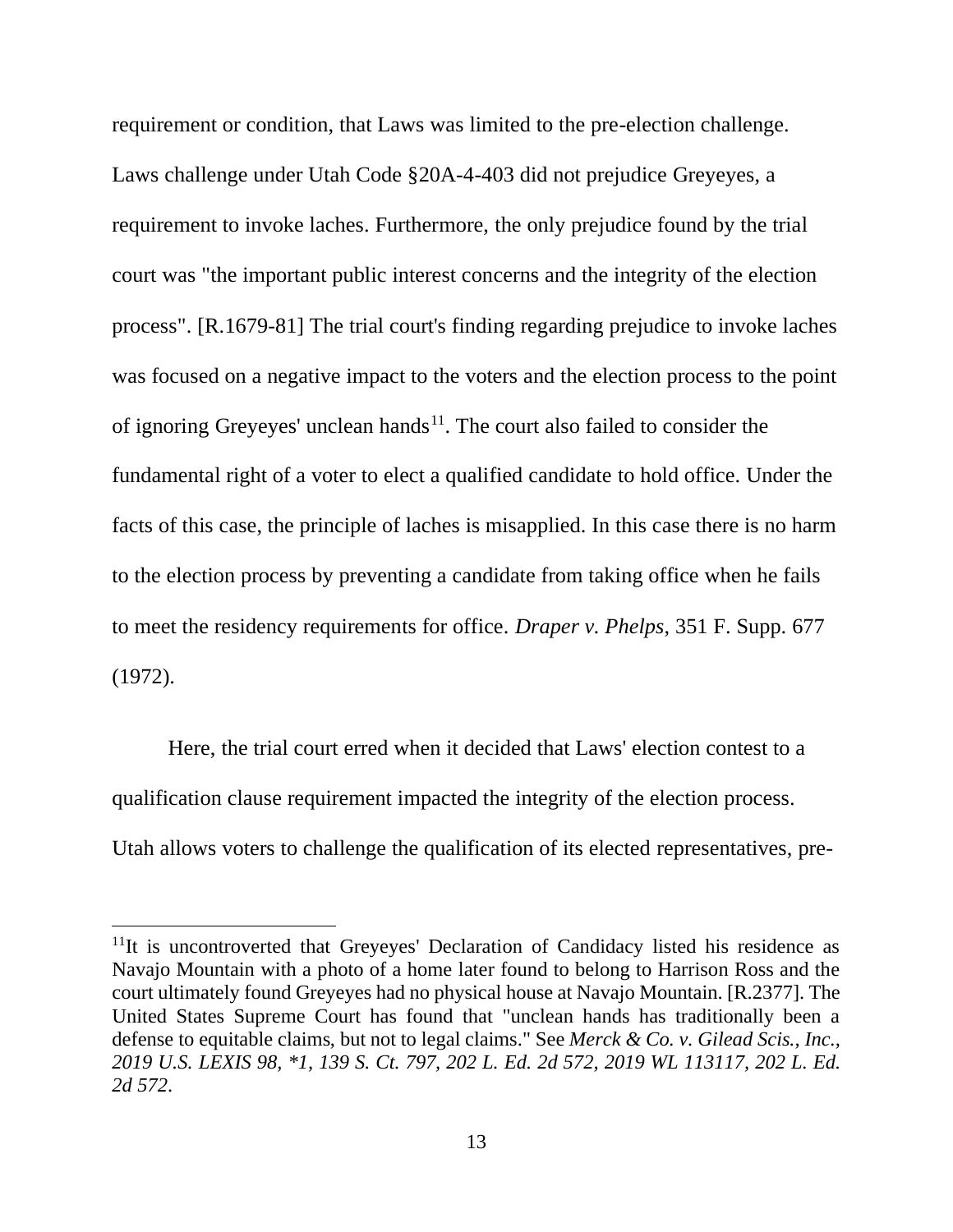requirement or condition, that Laws was limited to the pre-election challenge. Laws challenge under Utah Code §20A-4-403 did not prejudice Greyeyes, a requirement to invoke laches. Furthermore, the only prejudice found by the trial court was "the important public interest concerns and the integrity of the election process". [R.1679-81] The trial court's finding regarding prejudice to invoke laches was focused on a negative impact to the voters and the election process to the point of ignoring Greyeyes' unclean hands[11]. The court also failed to consider the fundamental right of a voter to elect a qualified candidate to hold office. Under the facts of this case, the principle of laches is misapplied. In this case there is no harm to the election process by preventing a candidate from taking office when he fails to meet the residency requirements for office. *Draper v. Phelps*, 351 F. Supp. 677 (1972).

Here, the trial court erred when it decided that Laws' election contest to a qualification clause requirement impacted the integrity of the election process. Utah allows voters to challenge the qualification of its elected representatives, pre-

[11]It is uncontroverted that Greyeyes' Declaration of Candidacy listed his residence as Navajo Mountain with a photo of a home later found to belong to Harrison Ross and the court ultimately found Greyeyes had no physical house at Navajo Mountain. [R.2377]. The United States Supreme Court has found that "unclean hands has traditionally been a defense to equitable claims, but not to legal claims." See *Merck & Co. v. Gilead Scis., Inc., 2019 U.S. LEXIS 98, *1, 139 S. Ct. 797, 202 L. Ed. 2d 572, 2019 WL 113117, 202 L. Ed. 2d 572*.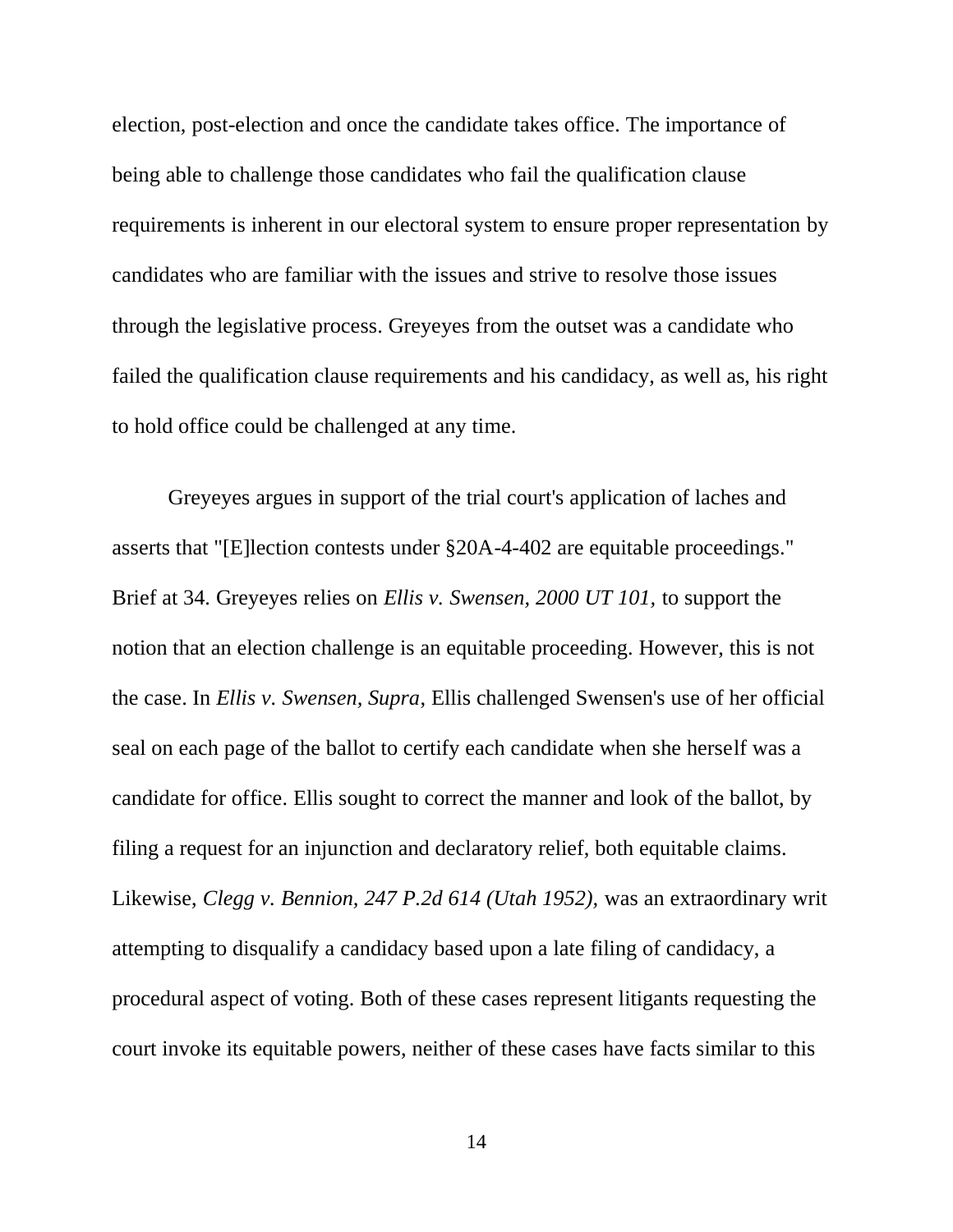election, post-election and once the candidate takes office. The importance of being able to challenge those candidates who fail the qualification clause requirements is inherent in our electoral system to ensure proper representation by candidates who are familiar with the issues and strive to resolve those issues through the legislative process. Greyeyes from the outset was a candidate who failed the qualification clause requirements and his candidacy, as well as, his right to hold office could be challenged at any time.

Greyeyes argues in support of the trial court's application of laches and asserts that "[E]lection contests under §20A-4-402 are equitable proceedings." Brief at 34. Greyeyes relies on *Ellis v. Swensen, 2000 UT 101,* to support the notion that an election challenge is an equitable proceeding. However, this is not the case. In *Ellis v. Swensen, Supra,* Ellis challenged Swensen's use of her official seal on each page of the ballot to certify each candidate when she herself was a candidate for office. Ellis sought to correct the manner and look of the ballot, by filing a request for an injunction and declaratory relief, both equitable claims. Likewise, *Clegg v. Bennion, 247 P.2d 614 (Utah 1952),* was an extraordinary writ attempting to disqualify a candidacy based upon a late filing of candidacy, a procedural aspect of voting. Both of these cases represent litigants requesting the court invoke its equitable powers, neither of these cases have facts similar to this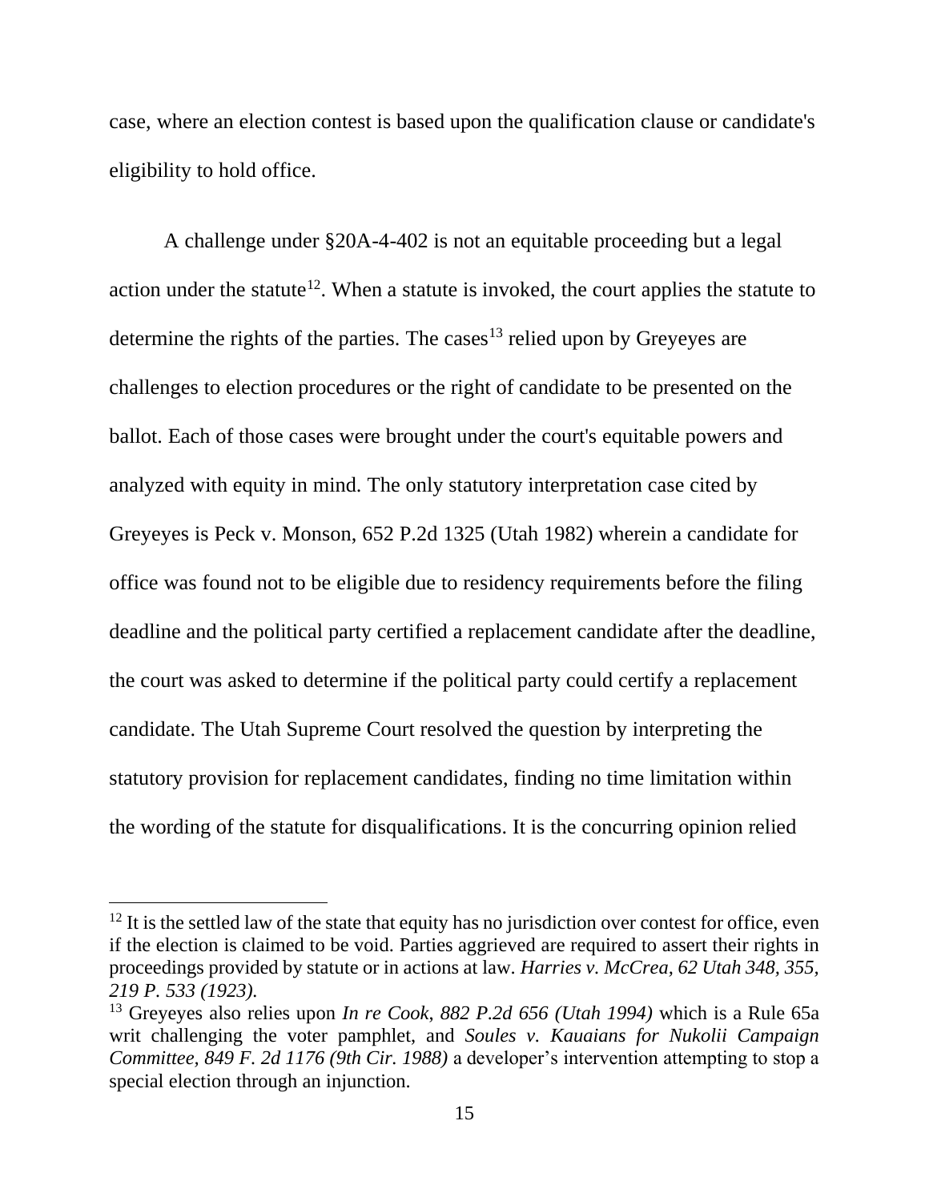case, where an election contest is based upon the qualification clause or candidate's eligibility to hold office.

A challenge under §20A-4-402 is not an equitable proceeding but a legal action under the statute[12]. When a statute is invoked, the court applies the statute to determine the rights of the parties. The cases[13] relied upon by Greyeyes are challenges to election procedures or the right of candidate to be presented on the ballot. Each of those cases were brought under the court's equitable powers and analyzed with equity in mind. The only statutory interpretation case cited by Greyeyes is Peck v. Monson, 652 P.2d 1325 (Utah 1982) wherein a candidate for office was found not to be eligible due to residency requirements before the filing deadline and the political party certified a replacement candidate after the deadline, the court was asked to determine if the political party could certify a replacement candidate. The Utah Supreme Court resolved the question by interpreting the statutory provision for replacement candidates, finding no time limitation within the wording of the statute for disqualifications. It is the concurring opinion relied

---

[12] It is the settled law of the state that equity has no jurisdiction over contest for office, even if the election is claimed to be void. Parties aggrieved are required to assert their rights in proceedings provided by statute or in actions at law. *Harries v. McCrea, 62 Utah 348, 355, 219 P. 533 (1923).*

[13] Greyeyes also relies upon *In re Cook, 882 P.2d 656 (Utah 1994)* which is a Rule 65a writ challenging the voter pamphlet, and *Soules v. Kauaians for Nukolii Campaign Committee, 849 F. 2d 1176 (9th Cir. 1988)* a developer's intervention attempting to stop a special election through an injunction.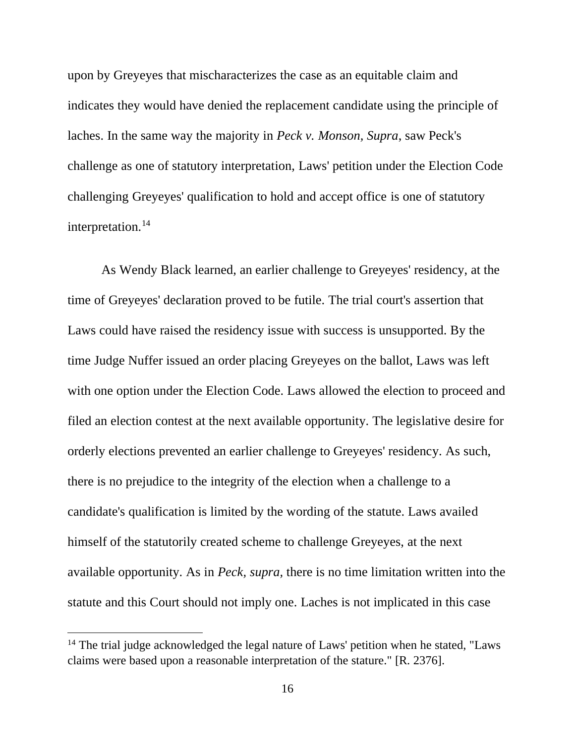upon by Greyeyes that mischaracterizes the case as an equitable claim and indicates they would have denied the replacement candidate using the principle of laches. In the same way the majority in *Peck v. Monson, Supra*, saw Peck's challenge as one of statutory interpretation, Laws' petition under the Election Code challenging Greyeyes' qualification to hold and accept office is one of statutory interpretation.[14]

As Wendy Black learned, an earlier challenge to Greyeyes' residency, at the time of Greyeyes' declaration proved to be futile. The trial court's assertion that Laws could have raised the residency issue with success is unsupported. By the time Judge Nuffer issued an order placing Greyeyes on the ballot, Laws was left with one option under the Election Code. Laws allowed the election to proceed and filed an election contest at the next available opportunity. The legislative desire for orderly elections prevented an earlier challenge to Greyeyes' residency. As such, there is no prejudice to the integrity of the election when a challenge to a candidate's qualification is limited by the wording of the statute. Laws availed himself of the statutorily created scheme to challenge Greyeyes, at the next available opportunity. As in *Peck, supra,* there is no time limitation written into the statute and this Court should not imply one. Laches is not implicated in this case

[14] The trial judge acknowledged the legal nature of Laws' petition when he stated, "Laws claims were based upon a reasonable interpretation of the stature." [R. 2376].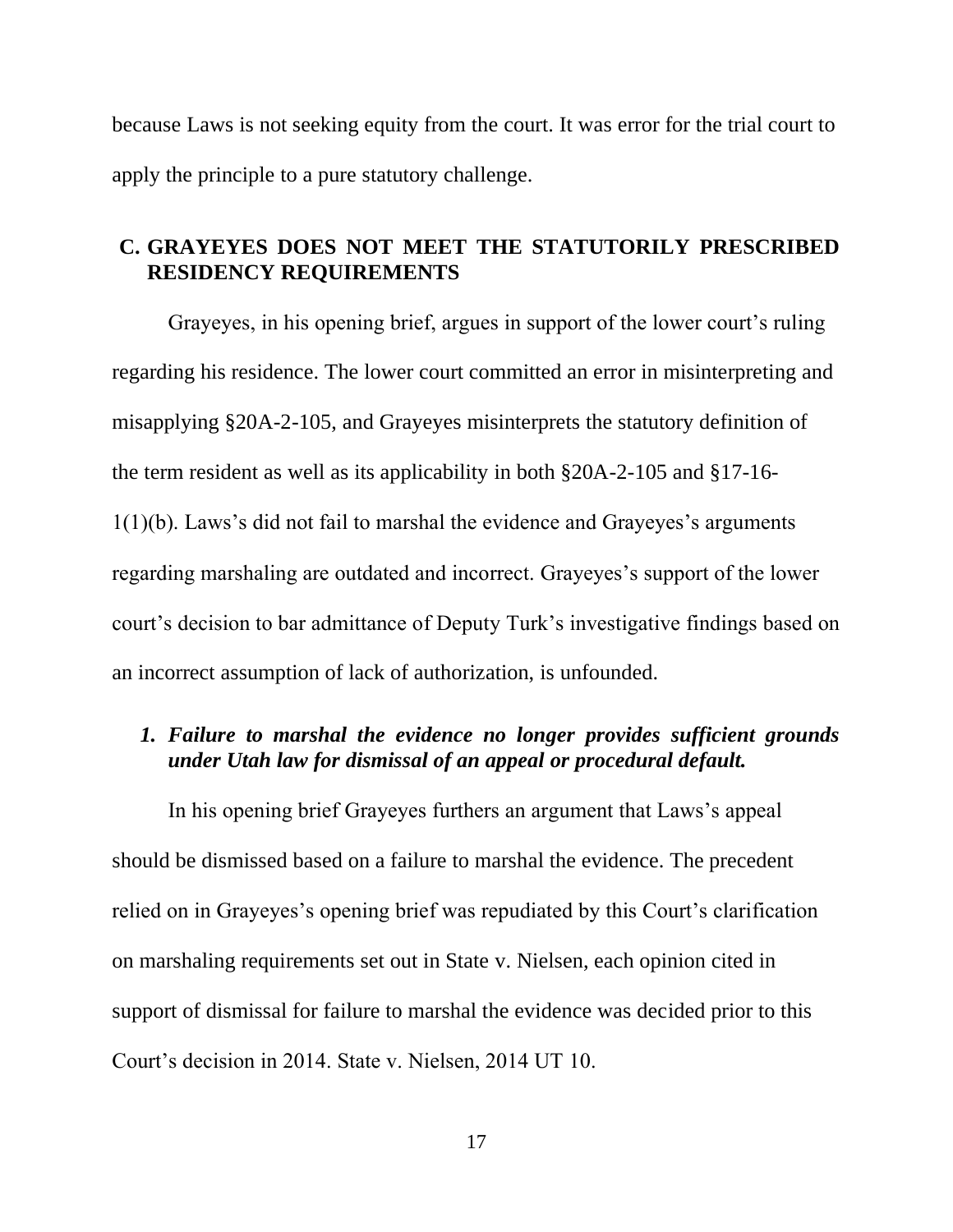because Laws is not seeking equity from the court. It was error for the trial court to apply the principle to a pure statutory challenge.

### C. GRAYEYES DOES NOT MEET THE STATUTORILY PRESCRIBED RESIDENCY REQUIREMENTS

Grayeyes, in his opening brief, argues in support of the lower court's ruling regarding his residence. The lower court committed an error in misinterpreting and misapplying §20A-2-105, and Grayeyes misinterprets the statutory definition of the term resident as well as its applicability in both §20A-2-105 and §17-16-1(1)(b). Laws's did not fail to marshal the evidence and Grayeyes's arguments regarding marshaling are outdated and incorrect. Grayeyes's support of the lower court's decision to bar admittance of Deputy Turk's investigative findings based on an incorrect assumption of lack of authorization, is unfounded.

#### *1. Failure to marshal the evidence no longer provides sufficient grounds under Utah law for dismissal of an appeal or procedural default.*

In his opening brief Grayeyes furthers an argument that Laws's appeal should be dismissed based on a failure to marshal the evidence. The precedent relied on in Grayeyes's opening brief was repudiated by this Court's clarification on marshaling requirements set out in State v. Nielsen, each opinion cited in support of dismissal for failure to marshal the evidence was decided prior to this Court's decision in 2014. State v. Nielsen, 2014 UT 10.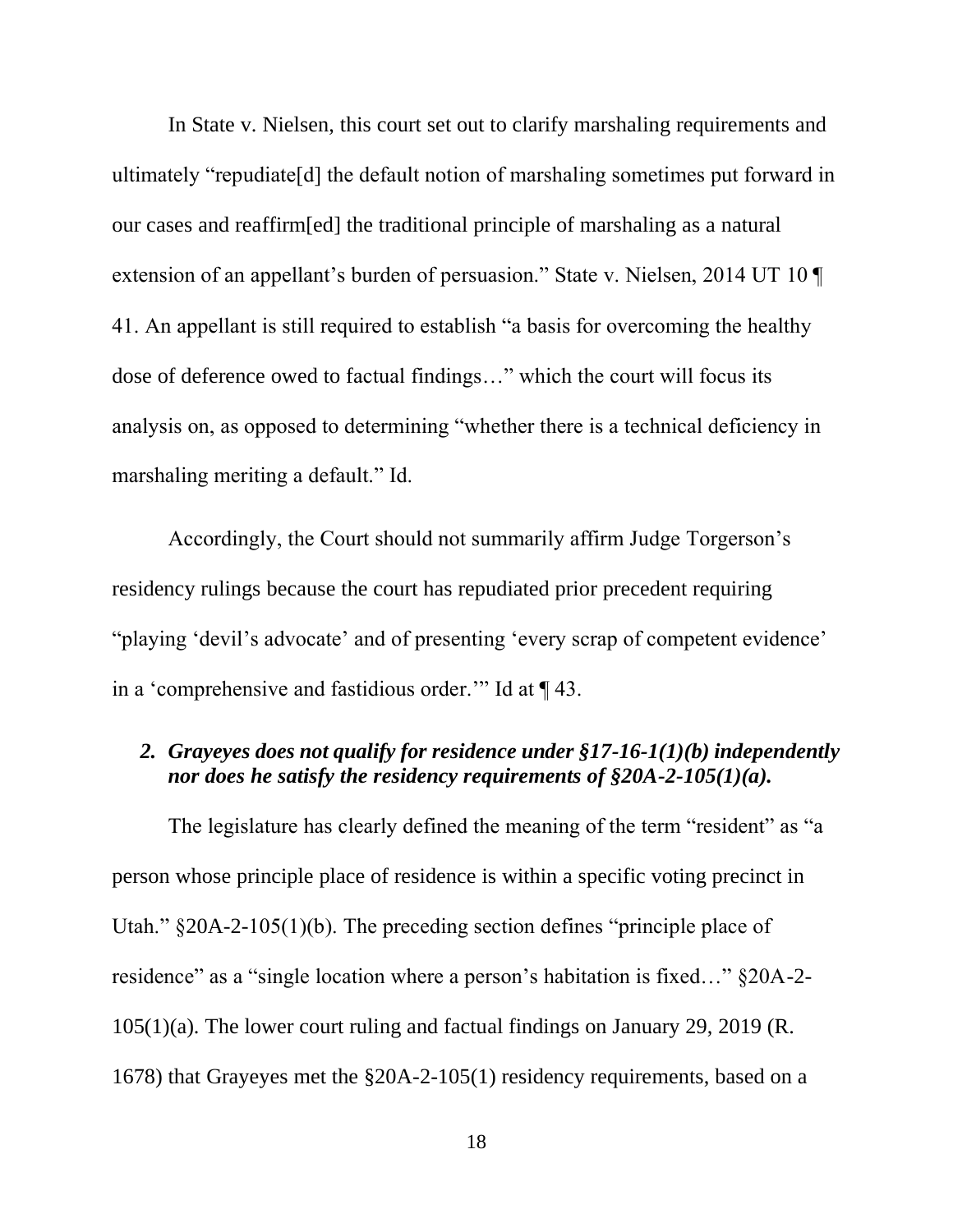In State v. Nielsen, this court set out to clarify marshaling requirements and ultimately "repudiate[d] the default notion of marshaling sometimes put forward in our cases and reaffirm[ed] the traditional principle of marshaling as a natural extension of an appellant's burden of persuasion." State v. Nielsen, 2014 UT 10 ¶ 41. An appellant is still required to establish "a basis for overcoming the healthy dose of deference owed to factual findings…" which the court will focus its analysis on, as opposed to determining "whether there is a technical deficiency in marshaling meriting a default." Id.

Accordingly, the Court should not summarily affirm Judge Torgerson's residency rulings because the court has repudiated prior precedent requiring "playing 'devil's advocate' and of presenting 'every scrap of competent evidence' in a 'comprehensive and fastidious order.'" Id at ¶ 43.

### *2. Grayeyes does not qualify for residence under §17-16-1(1)(b) independently nor does he satisfy the residency requirements of §20A-2-105(1)(a).*

The legislature has clearly defined the meaning of the term "resident" as "a person whose principle place of residence is within a specific voting precinct in Utah." §20A-2-105(1)(b). The preceding section defines "principle place of residence" as a "single location where a person's habitation is fixed…" §20A-2-105(1)(a). The lower court ruling and factual findings on January 29, 2019 (R. 1678) that Grayeyes met the §20A-2-105(1) residency requirements, based on a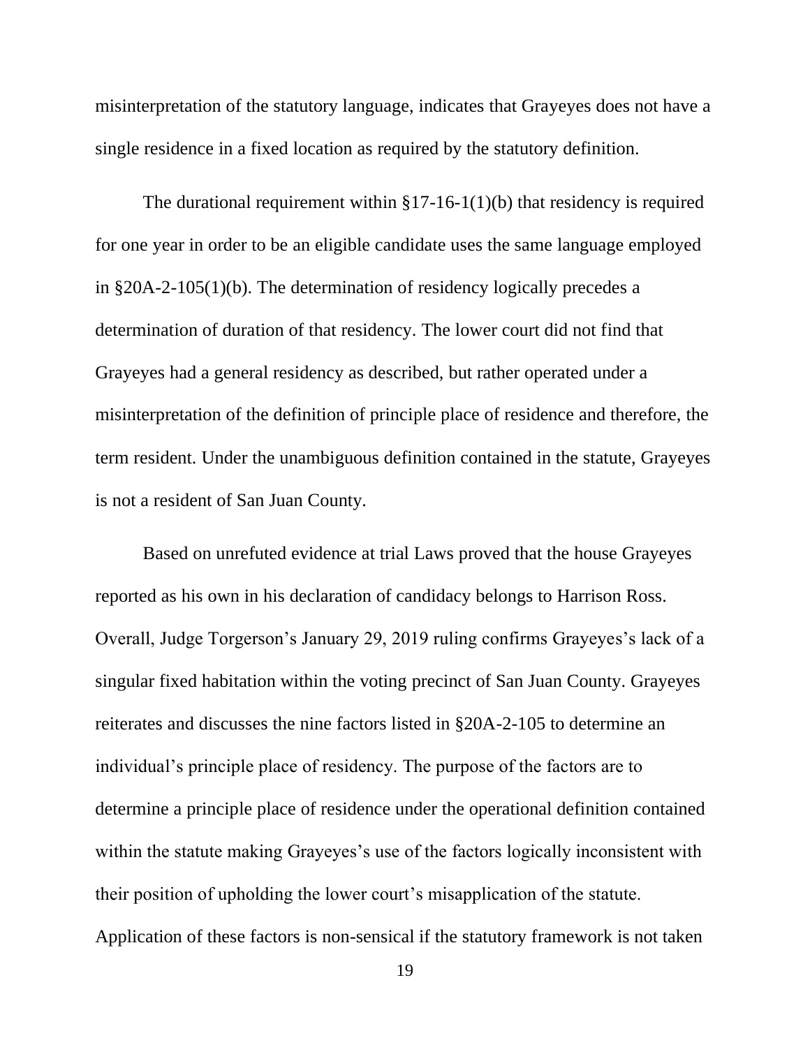misinterpretation of the statutory language, indicates that Grayeyes does not have a single residence in a fixed location as required by the statutory definition.

The durational requirement within §17-16-1(1)(b) that residency is required for one year in order to be an eligible candidate uses the same language employed in §20A-2-105(1)(b). The determination of residency logically precedes a determination of duration of that residency. The lower court did not find that Grayeyes had a general residency as described, but rather operated under a misinterpretation of the definition of principle place of residence and therefore, the term resident. Under the unambiguous definition contained in the statute, Grayeyes is not a resident of San Juan County.

Based on unrefuted evidence at trial Laws proved that the house Grayeyes reported as his own in his declaration of candidacy belongs to Harrison Ross. Overall, Judge Torgerson's January 29, 2019 ruling confirms Grayeyes's lack of a singular fixed habitation within the voting precinct of San Juan County. Grayeyes reiterates and discusses the nine factors listed in §20A-2-105 to determine an individual's principle place of residency. The purpose of the factors are to determine a principle place of residence under the operational definition contained within the statute making Grayeyes's use of the factors logically inconsistent with their position of upholding the lower court's misapplication of the statute. Application of these factors is non-sensical if the statutory framework is not taken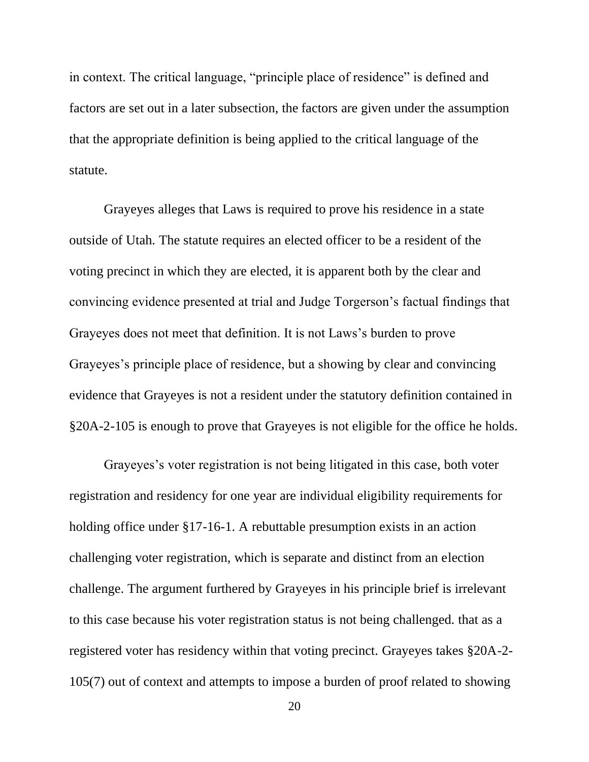in context. The critical language, "principle place of residence" is defined and factors are set out in a later subsection, the factors are given under the assumption that the appropriate definition is being applied to the critical language of the statute.

Grayeyes alleges that Laws is required to prove his residence in a state outside of Utah. The statute requires an elected officer to be a resident of the voting precinct in which they are elected, it is apparent both by the clear and convincing evidence presented at trial and Judge Torgerson's factual findings that Grayeyes does not meet that definition. It is not Laws's burden to prove Grayeyes's principle place of residence, but a showing by clear and convincing evidence that Grayeyes is not a resident under the statutory definition contained in §20A-2-105 is enough to prove that Grayeyes is not eligible for the office he holds.

Grayeyes's voter registration is not being litigated in this case, both voter registration and residency for one year are individual eligibility requirements for holding office under §17-16-1. A rebuttable presumption exists in an action challenging voter registration, which is separate and distinct from an election challenge. The argument furthered by Grayeyes in his principle brief is irrelevant to this case because his voter registration status is not being challenged. that as a registered voter has residency within that voting precinct. Grayeyes takes §20A-2-105(7) out of context and attempts to impose a burden of proof related to showing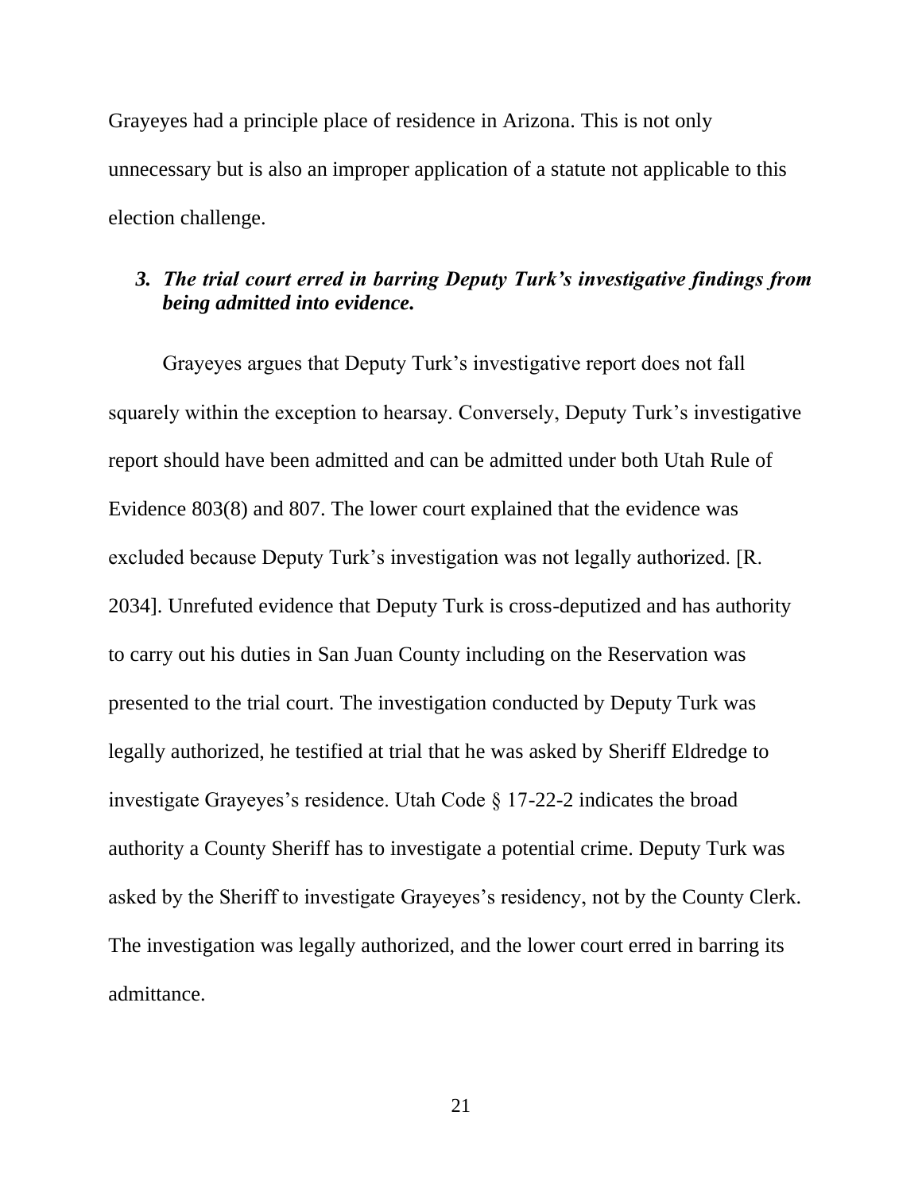Grayeyes had a principle place of residence in Arizona. This is not only unnecessary but is also an improper application of a statute not applicable to this election challenge.

### ***3. The trial court erred in barring Deputy Turk's investigative findings from being admitted into evidence.***

Grayeyes argues that Deputy Turk's investigative report does not fall squarely within the exception to hearsay. Conversely, Deputy Turk's investigative report should have been admitted and can be admitted under both Utah Rule of Evidence 803(8) and 807. The lower court explained that the evidence was excluded because Deputy Turk's investigation was not legally authorized. [R. 2034]. Unrefuted evidence that Deputy Turk is cross-deputized and has authority to carry out his duties in San Juan County including on the Reservation was presented to the trial court. The investigation conducted by Deputy Turk was legally authorized, he testified at trial that he was asked by Sheriff Eldredge to investigate Grayeyes's residence. Utah Code § 17-22-2 indicates the broad authority a County Sheriff has to investigate a potential crime. Deputy Turk was asked by the Sheriff to investigate Grayeyes's residency, not by the County Clerk. The investigation was legally authorized, and the lower court erred in barring its admittance.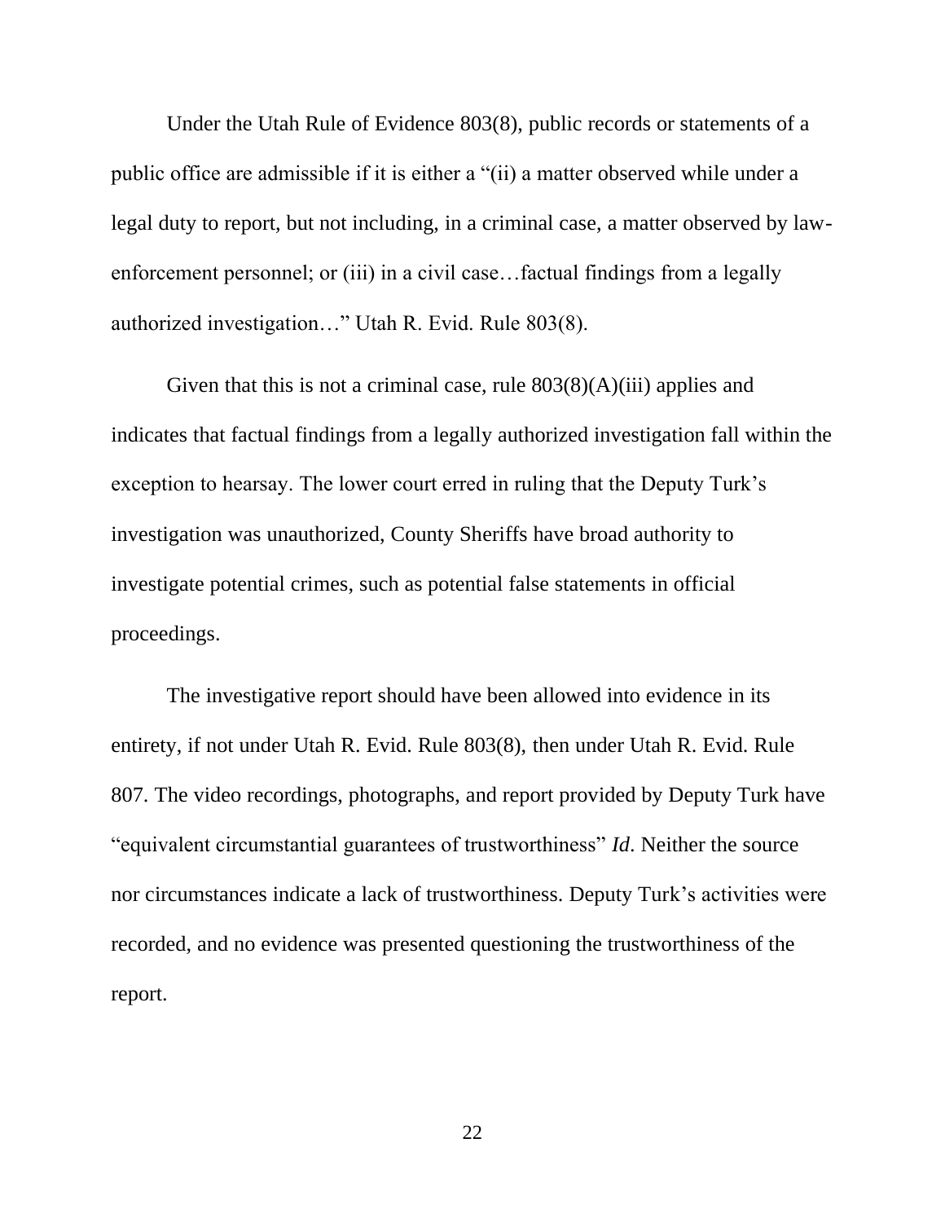Under the Utah Rule of Evidence 803(8), public records or statements of a public office are admissible if it is either a "(ii) a matter observed while under a legal duty to report, but not including, in a criminal case, a matter observed by law-enforcement personnel; or (iii) in a civil case…factual findings from a legally authorized investigation…" Utah R. Evid. Rule 803(8).

Given that this is not a criminal case, rule 803(8)(A)(iii) applies and indicates that factual findings from a legally authorized investigation fall within the exception to hearsay. The lower court erred in ruling that the Deputy Turk's investigation was unauthorized, County Sheriffs have broad authority to investigate potential crimes, such as potential false statements in official proceedings.

The investigative report should have been allowed into evidence in its entirety, if not under Utah R. Evid. Rule 803(8), then under Utah R. Evid. Rule 807. The video recordings, photographs, and report provided by Deputy Turk have "equivalent circumstantial guarantees of trustworthiness" *Id*. Neither the source nor circumstances indicate a lack of trustworthiness. Deputy Turk's activities were recorded, and no evidence was presented questioning the trustworthiness of the report.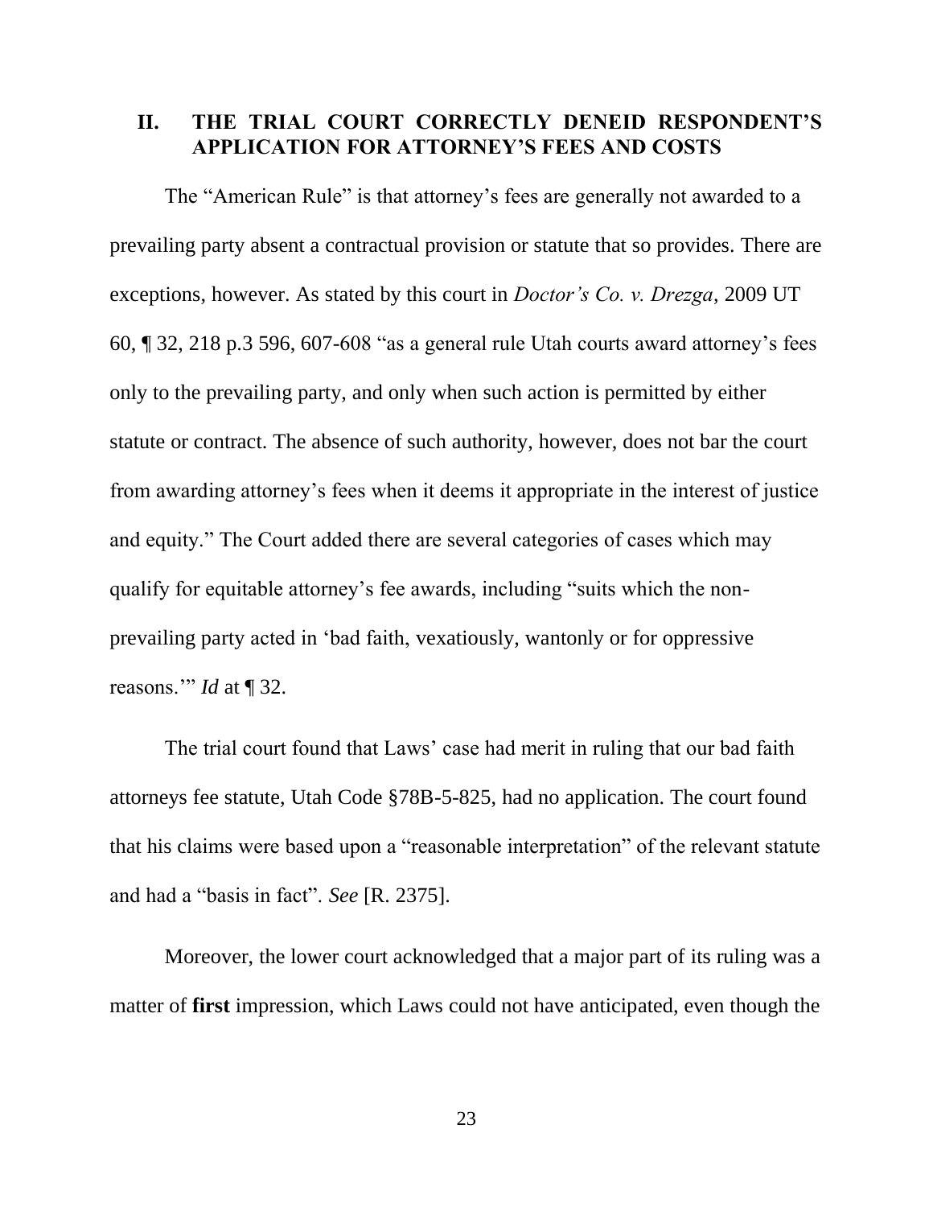## II. THE TRIAL COURT CORRECTLY DENEID RESPONDENT'S APPLICATION FOR ATTORNEY'S FEES AND COSTS

The "American Rule" is that attorney's fees are generally not awarded to a prevailing party absent a contractual provision or statute that so provides. There are exceptions, however. As stated by this court in *Doctor's Co. v. Drezga*, 2009 UT 60, ¶ 32, 218 p.3 596, 607-608 "as a general rule Utah courts award attorney's fees only to the prevailing party, and only when such action is permitted by either statute or contract. The absence of such authority, however, does not bar the court from awarding attorney's fees when it deems it appropriate in the interest of justice and equity." The Court added there are several categories of cases which may qualify for equitable attorney's fee awards, including "suits which the non-prevailing party acted in 'bad faith, vexatiously, wantonly or for oppressive reasons.'" *Id* at ¶ 32.

The trial court found that Laws' case had merit in ruling that our bad faith attorneys fee statute, Utah Code §78B-5-825, had no application. The court found that his claims were based upon a "reasonable interpretation" of the relevant statute and had a "basis in fact". *See* [R. 2375].

Moreover, the lower court acknowledged that a major part of its ruling was a matter of **first** impression, which Laws could not have anticipated, even though the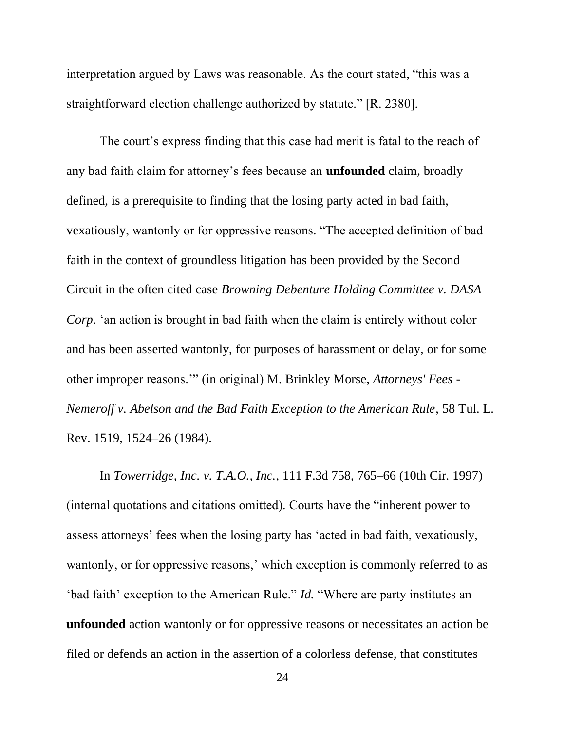interpretation argued by Laws was reasonable. As the court stated, "this was a straightforward election challenge authorized by statute." [R. 2380].

The court's express finding that this case had merit is fatal to the reach of any bad faith claim for attorney's fees because an **unfounded** claim, broadly defined, is a prerequisite to finding that the losing party acted in bad faith, vexatiously, wantonly or for oppressive reasons. "The accepted definition of bad faith in the context of groundless litigation has been provided by the Second Circuit in the often cited case *Browning Debenture Holding Committee v. DASA Corp*. 'an action is brought in bad faith when the claim is entirely without color and has been asserted wantonly, for purposes of harassment or delay, or for some other improper reasons.'" (in original) M. Brinkley Morse, *Attorneys' Fees - Nemeroff v. Abelson and the Bad Faith Exception to the American Rule*, 58 Tul. L. Rev. 1519, 1524–26 (1984).

In *Towerridge, Inc. v. T.A.O., Inc.*, 111 F.3d 758, 765–66 (10th Cir. 1997) (internal quotations and citations omitted). Courts have the "inherent power to assess attorneys' fees when the losing party has 'acted in bad faith, vexatiously, wantonly, or for oppressive reasons,' which exception is commonly referred to as 'bad faith' exception to the American Rule." *Id.* "Where are party institutes an **unfounded** action wantonly or for oppressive reasons or necessitates an action be filed or defends an action in the assertion of a colorless defense, that constitutes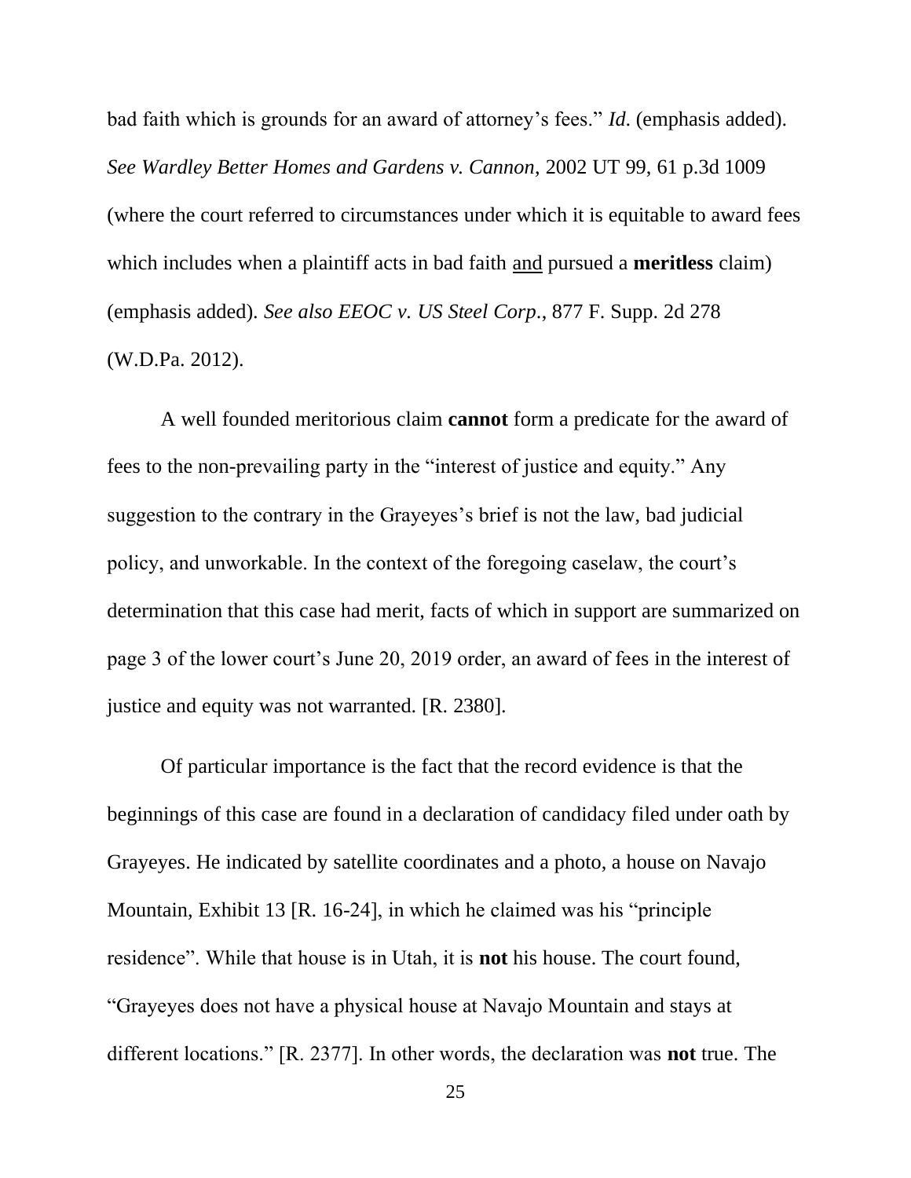bad faith which is grounds for an award of attorney's fees." *Id.* (emphasis added). *See Wardley Better Homes and Gardens v. Cannon*, 2002 UT 99, 61 p.3d 1009 (where the court referred to circumstances under which it is equitable to award fees which includes when a plaintiff acts in bad faith <u>and</u> pursued a **meritless** claim) (emphasis added). *See also EEOC v. US Steel Corp*., 877 F. Supp. 2d 278 (W.D.Pa. 2012).

A well founded meritorious claim **cannot** form a predicate for the award of fees to the non-prevailing party in the "interest of justice and equity." Any suggestion to the contrary in the Grayeyes's brief is not the law, bad judicial policy, and unworkable. In the context of the foregoing caselaw, the court's determination that this case had merit, facts of which in support are summarized on page 3 of the lower court's June 20, 2019 order, an award of fees in the interest of justice and equity was not warranted. [R. 2380].

Of particular importance is the fact that the record evidence is that the beginnings of this case are found in a declaration of candidacy filed under oath by Grayeyes. He indicated by satellite coordinates and a photo, a house on Navajo Mountain, Exhibit 13 [R. 16-24], in which he claimed was his "principle residence". While that house is in Utah, it is **not** his house. The court found, "Grayeyes does not have a physical house at Navajo Mountain and stays at different locations." [R. 2377]. In other words, the declaration was **not** true. The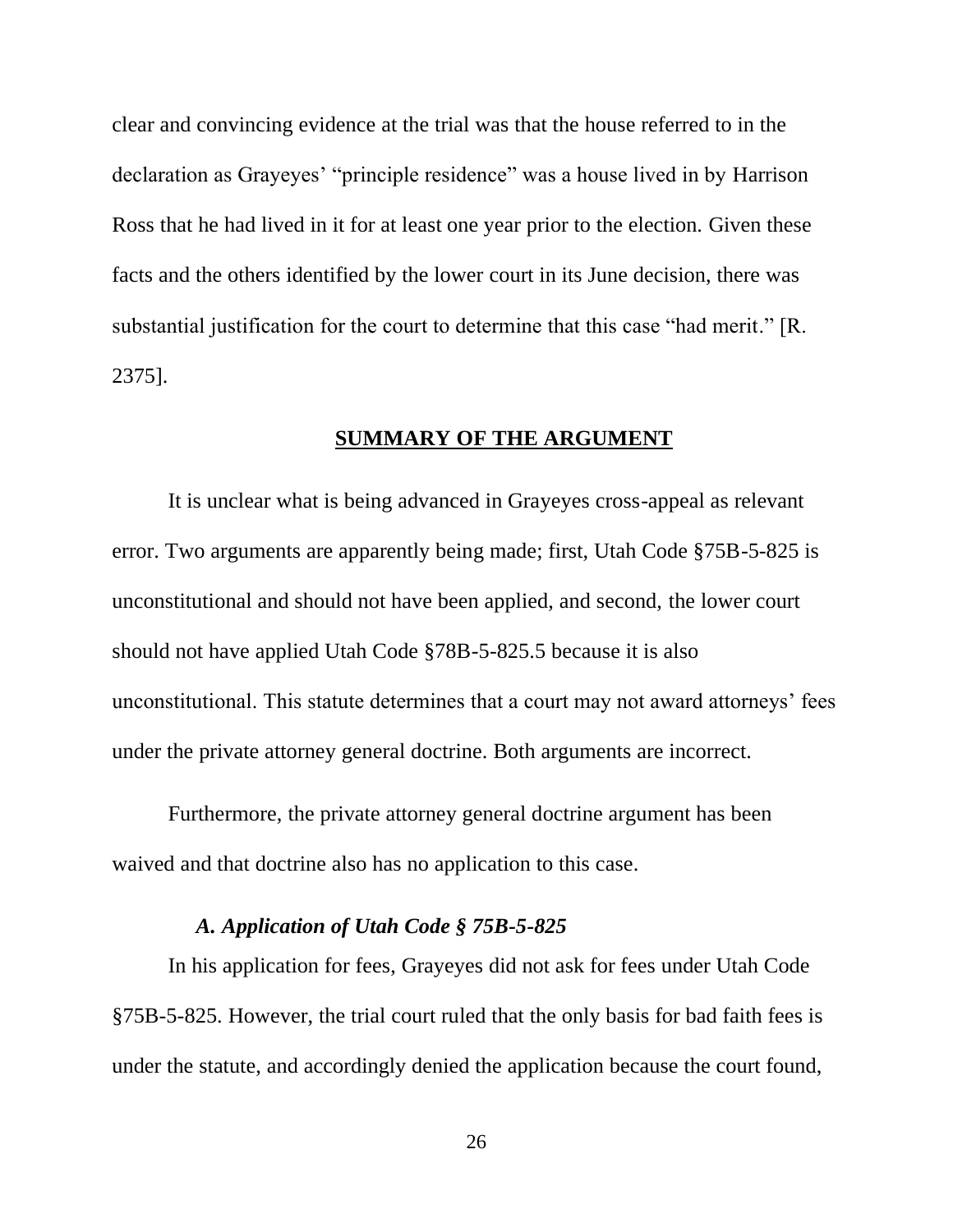clear and convincing evidence at the trial was that the house referred to in the declaration as Grayeyes' "principle residence" was a house lived in by Harrison Ross that he had lived in it for at least one year prior to the election. Given these facts and the others identified by the lower court in its June decision, there was substantial justification for the court to determine that this case "had merit." [R. 2375].

## SUMMARY OF THE ARGUMENT

It is unclear what is being advanced in Grayeyes cross-appeal as relevant error. Two arguments are apparently being made; first, Utah Code §75B-5-825 is unconstitutional and should not have been applied, and second, the lower court should not have applied Utah Code §78B-5-825.5 because it is also unconstitutional. This statute determines that a court may not award attorneys' fees under the private attorney general doctrine. Both arguments are incorrect.

Furthermore, the private attorney general doctrine argument has been waived and that doctrine also has no application to this case.

### *A. Application of Utah Code § 75B-5-825*

In his application for fees, Grayeyes did not ask for fees under Utah Code §75B-5-825. However, the trial court ruled that the only basis for bad faith fees is under the statute, and accordingly denied the application because the court found,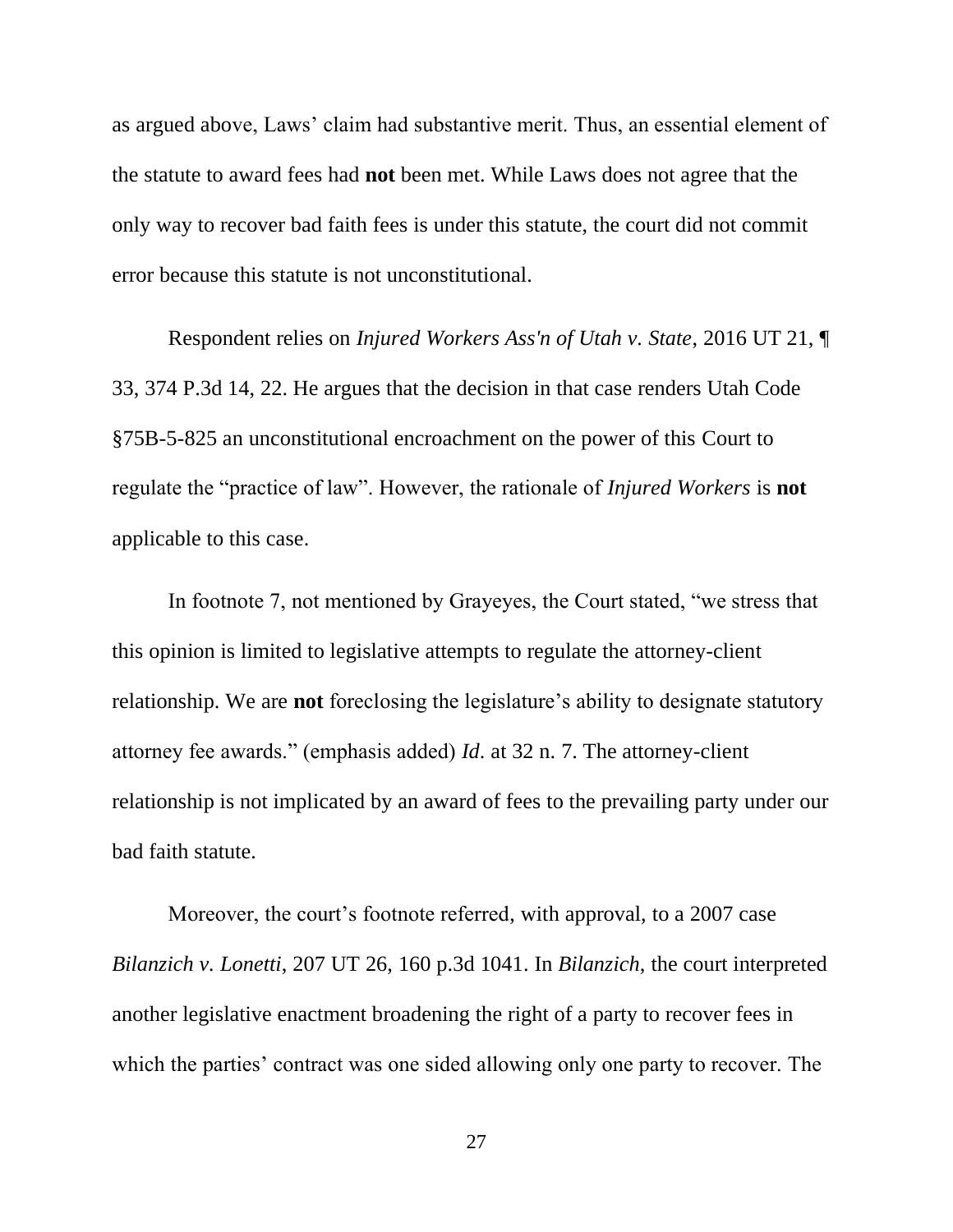as argued above, Laws' claim had substantive merit. Thus, an essential element of the statute to award fees had **not** been met. While Laws does not agree that the only way to recover bad faith fees is under this statute, the court did not commit error because this statute is not unconstitutional.

Respondent relies on *Injured Workers Ass'n of Utah v. State*, 2016 UT 21, ¶ 33, 374 P.3d 14, 22. He argues that the decision in that case renders Utah Code §75B-5-825 an unconstitutional encroachment on the power of this Court to regulate the "practice of law". However, the rationale of *Injured Workers* is **not** applicable to this case.

In footnote 7, not mentioned by Grayeyes, the Court stated, "we stress that this opinion is limited to legislative attempts to regulate the attorney-client relationship. We are **not** foreclosing the legislature's ability to designate statutory attorney fee awards." (emphasis added) *Id*. at 32 n. 7. The attorney-client relationship is not implicated by an award of fees to the prevailing party under our bad faith statute.

Moreover, the court's footnote referred, with approval, to a 2007 case *Bilanzich v. Lonetti*, 207 UT 26, 160 p.3d 1041. In *Bilanzich*, the court interpreted another legislative enactment broadening the right of a party to recover fees in which the parties' contract was one sided allowing only one party to recover. The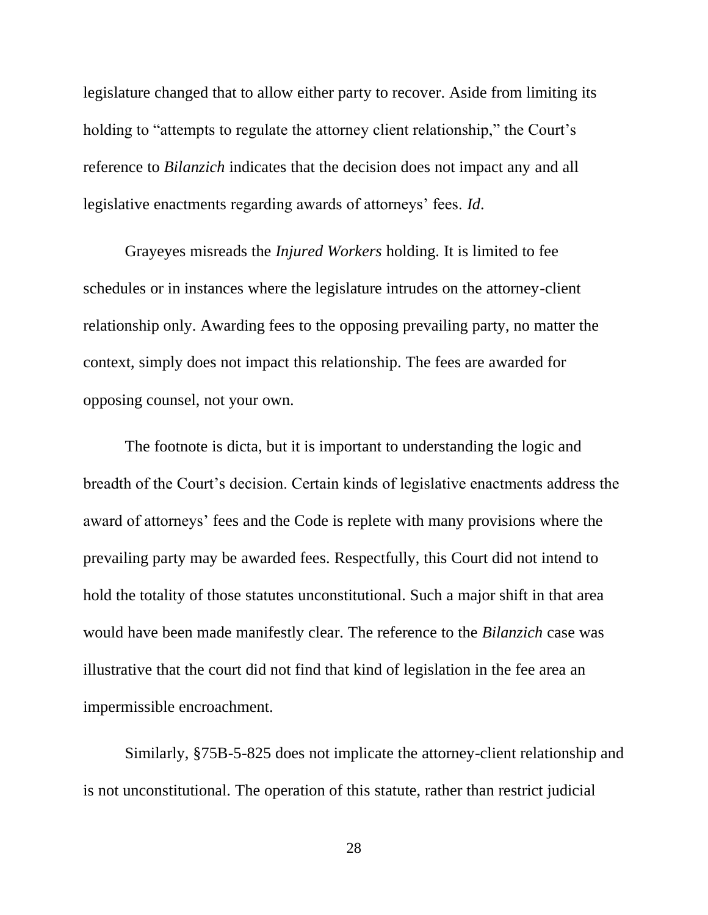legislature changed that to allow either party to recover. Aside from limiting its holding to "attempts to regulate the attorney client relationship," the Court's reference to *Bilanzich* indicates that the decision does not impact any and all legislative enactments regarding awards of attorneys' fees. *Id*.

Grayeyes misreads the *Injured Workers* holding. It is limited to fee schedules or in instances where the legislature intrudes on the attorney-client relationship only. Awarding fees to the opposing prevailing party, no matter the context, simply does not impact this relationship. The fees are awarded for opposing counsel, not your own.

The footnote is dicta, but it is important to understanding the logic and breadth of the Court's decision. Certain kinds of legislative enactments address the award of attorneys' fees and the Code is replete with many provisions where the prevailing party may be awarded fees. Respectfully, this Court did not intend to hold the totality of those statutes unconstitutional. Such a major shift in that area would have been made manifestly clear. The reference to the *Bilanzich* case was illustrative that the court did not find that kind of legislation in the fee area an impermissible encroachment.

Similarly, §75B-5-825 does not implicate the attorney-client relationship and is not unconstitutional. The operation of this statute, rather than restrict judicial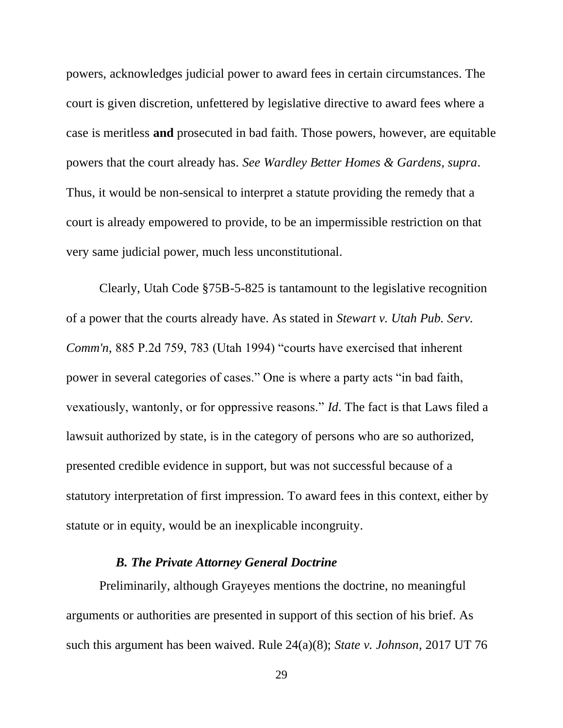powers, acknowledges judicial power to award fees in certain circumstances. The court is given discretion, unfettered by legislative directive to award fees where a case is meritless **and** prosecuted in bad faith. Those powers, however, are equitable powers that the court already has. *See Wardley Better Homes & Gardens, supra*. Thus, it would be non-sensical to interpret a statute providing the remedy that a court is already empowered to provide, to be an impermissible restriction on that very same judicial power, much less unconstitutional.

Clearly, Utah Code §75B-5-825 is tantamount to the legislative recognition of a power that the courts already have. As stated in *Stewart v. Utah Pub. Serv. Comm'n*, 885 P.2d 759, 783 (Utah 1994) "courts have exercised that inherent power in several categories of cases." One is where a party acts "in bad faith, vexatiously, wantonly, or for oppressive reasons." *Id*. The fact is that Laws filed a lawsuit authorized by state, is in the category of persons who are so authorized, presented credible evidence in support, but was not successful because of a statutory interpretation of first impression. To award fees in this context, either by statute or in equity, would be an inexplicable incongruity.

### *B. The Private Attorney General Doctrine*

Preliminarily, although Grayeyes mentions the doctrine, no meaningful arguments or authorities are presented in support of this section of his brief. As such this argument has been waived. Rule 24(a)(8); *State v. Johnson*, 2017 UT 76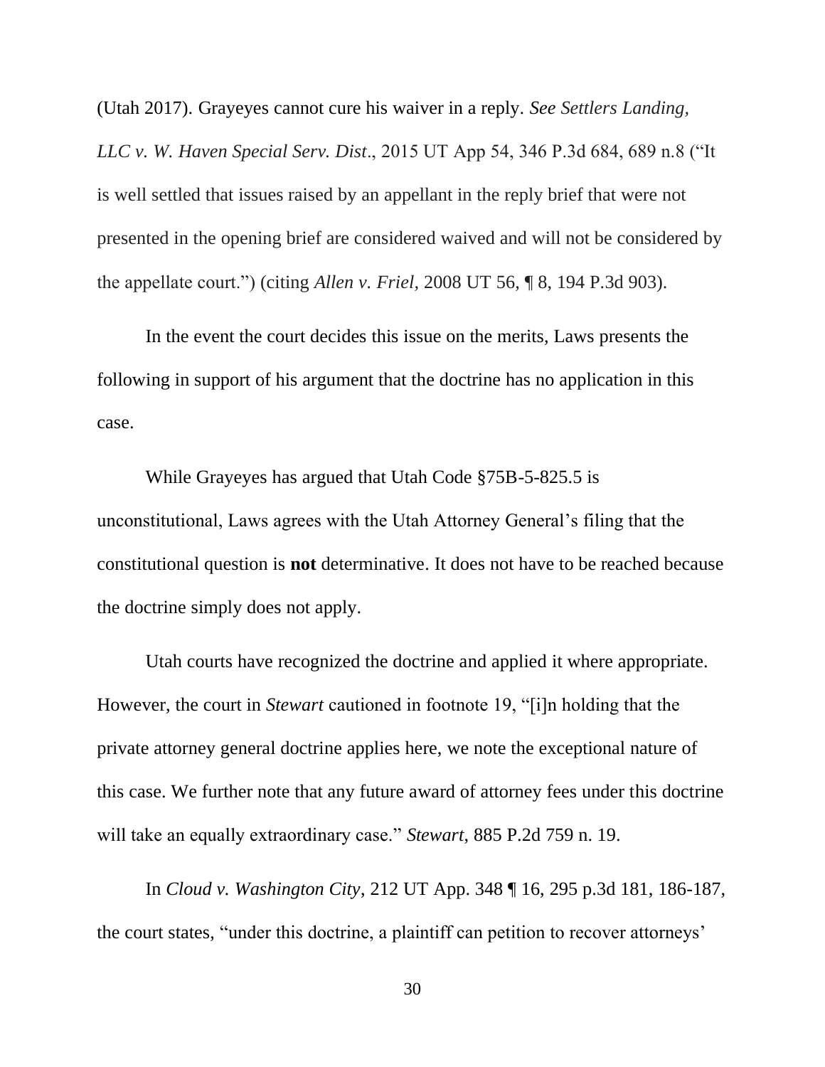(Utah 2017). Grayeyes cannot cure his waiver in a reply. *See Settlers Landing, LLC v. W. Haven Special Serv. Dist*., 2015 UT App 54, 346 P.3d 684, 689 n.8 ("It is well settled that issues raised by an appellant in the reply brief that were not presented in the opening brief are considered waived and will not be considered by the appellate court.") (citing *Allen v. Friel*, 2008 UT 56, ¶ 8, 194 P.3d 903).

In the event the court decides this issue on the merits, Laws presents the following in support of his argument that the doctrine has no application in this case.

While Grayeyes has argued that Utah Code §75B-5-825.5 is unconstitutional, Laws agrees with the Utah Attorney General's filing that the constitutional question is **not** determinative. It does not have to be reached because the doctrine simply does not apply.

Utah courts have recognized the doctrine and applied it where appropriate. However, the court in *Stewart* cautioned in footnote 19, "[i]n holding that the private attorney general doctrine applies here, we note the exceptional nature of this case. We further note that any future award of attorney fees under this doctrine will take an equally extraordinary case." *Stewart*, 885 P.2d 759 n. 19.

In *Cloud v. Washington City*, 212 UT App. 348 ¶ 16, 295 p.3d 181, 186-187, the court states, "under this doctrine, a plaintiff can petition to recover attorneys'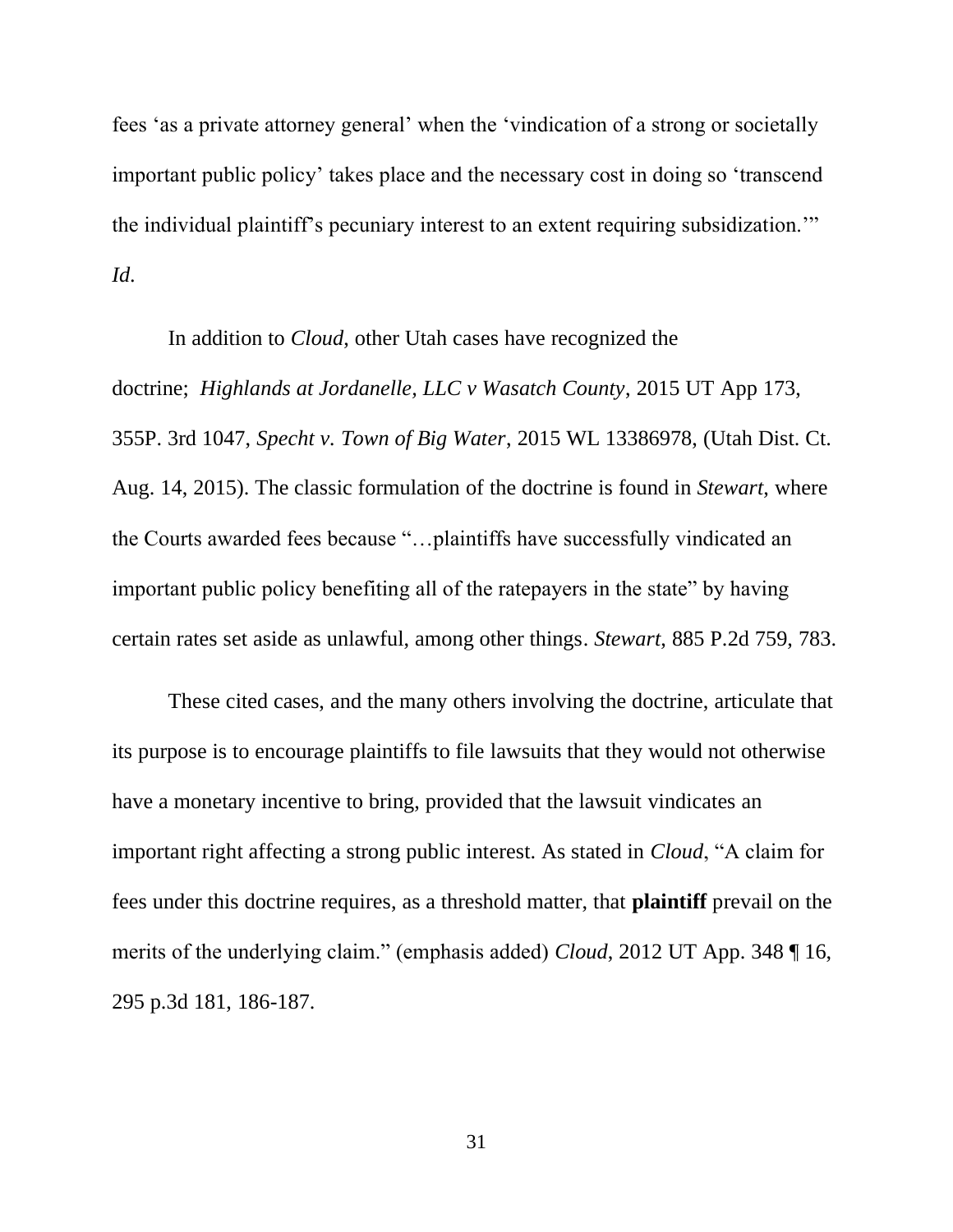fees 'as a private attorney general' when the 'vindication of a strong or societally important public policy' takes place and the necessary cost in doing so 'transcend the individual plaintiff's pecuniary interest to an extent requiring subsidization.'" *Id*.

In addition to *Cloud*, other Utah cases have recognized the doctrine; *Highlands at Jordanelle, LLC v Wasatch County*, 2015 UT App 173, 355P. 3rd 1047, *Specht v. Town of Big Water*, 2015 WL 13386978, (Utah Dist. Ct. Aug. 14, 2015). The classic formulation of the doctrine is found in *Stewart*, where the Courts awarded fees because "…plaintiffs have successfully vindicated an important public policy benefiting all of the ratepayers in the state" by having certain rates set aside as unlawful, among other things. *Stewart*, 885 P.2d 759, 783.

These cited cases, and the many others involving the doctrine, articulate that its purpose is to encourage plaintiffs to file lawsuits that they would not otherwise have a monetary incentive to bring, provided that the lawsuit vindicates an important right affecting a strong public interest. As stated in *Cloud*, "A claim for fees under this doctrine requires, as a threshold matter, that **plaintiff** prevail on the merits of the underlying claim." (emphasis added) *Cloud*, 2012 UT App. 348 ¶ 16, 295 p.3d 181, 186-187.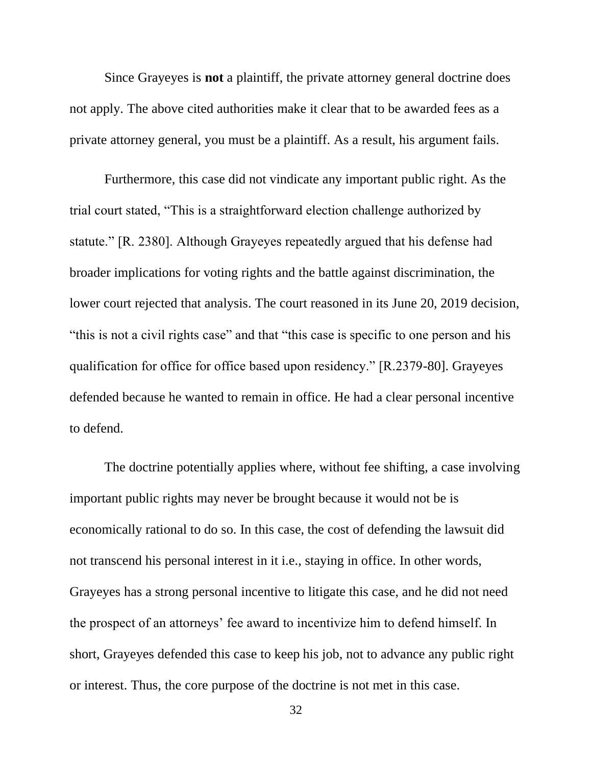Since Grayeyes is **not** a plaintiff, the private attorney general doctrine does not apply. The above cited authorities make it clear that to be awarded fees as a private attorney general, you must be a plaintiff. As a result, his argument fails.

Furthermore, this case did not vindicate any important public right. As the trial court stated, "This is a straightforward election challenge authorized by statute." [R. 2380]. Although Grayeyes repeatedly argued that his defense had broader implications for voting rights and the battle against discrimination, the lower court rejected that analysis. The court reasoned in its June 20, 2019 decision, "this is not a civil rights case" and that "this case is specific to one person and his qualification for office for office based upon residency." [R.2379-80]. Grayeyes defended because he wanted to remain in office. He had a clear personal incentive to defend.

The doctrine potentially applies where, without fee shifting, a case involving important public rights may never be brought because it would not be is economically rational to do so. In this case, the cost of defending the lawsuit did not transcend his personal interest in it i.e., staying in office. In other words, Grayeyes has a strong personal incentive to litigate this case, and he did not need the prospect of an attorneys' fee award to incentivize him to defend himself. In short, Grayeyes defended this case to keep his job, not to advance any public right or interest. Thus, the core purpose of the doctrine is not met in this case.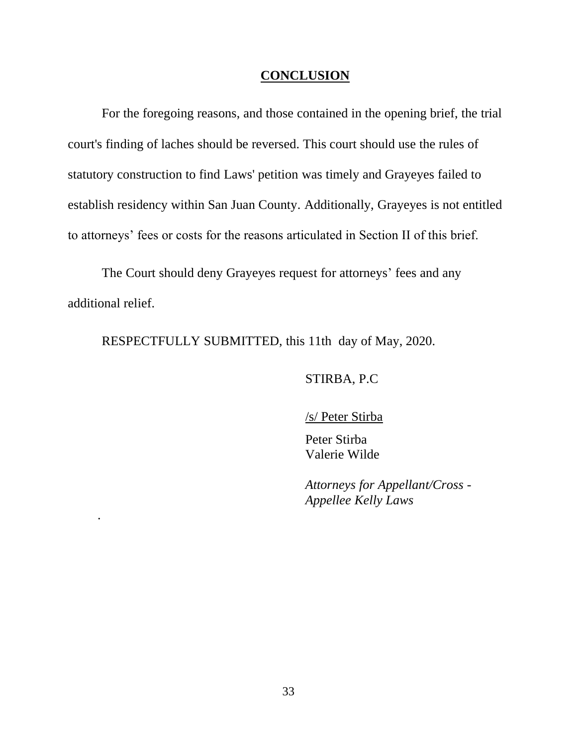## CONCLUSION

For the foregoing reasons, and those contained in the opening brief, the trial court's finding of laches should be reversed. This court should use the rules of statutory construction to find Laws' petition was timely and Grayeyes failed to establish residency within San Juan County. Additionally, Grayeyes is not entitled to attorneys' fees or costs for the reasons articulated in Section II of this brief.

The Court should deny Grayeyes request for attorneys' fees and any additional relief.

RESPECTFULLY SUBMITTED, this 11th day of May, 2020.

STIRBA, P.C

/s/ Peter Stirba

Peter Stirba
Valerie Wilde

*Attorneys for Appellant/Cross - Appellee Kelly Laws*

.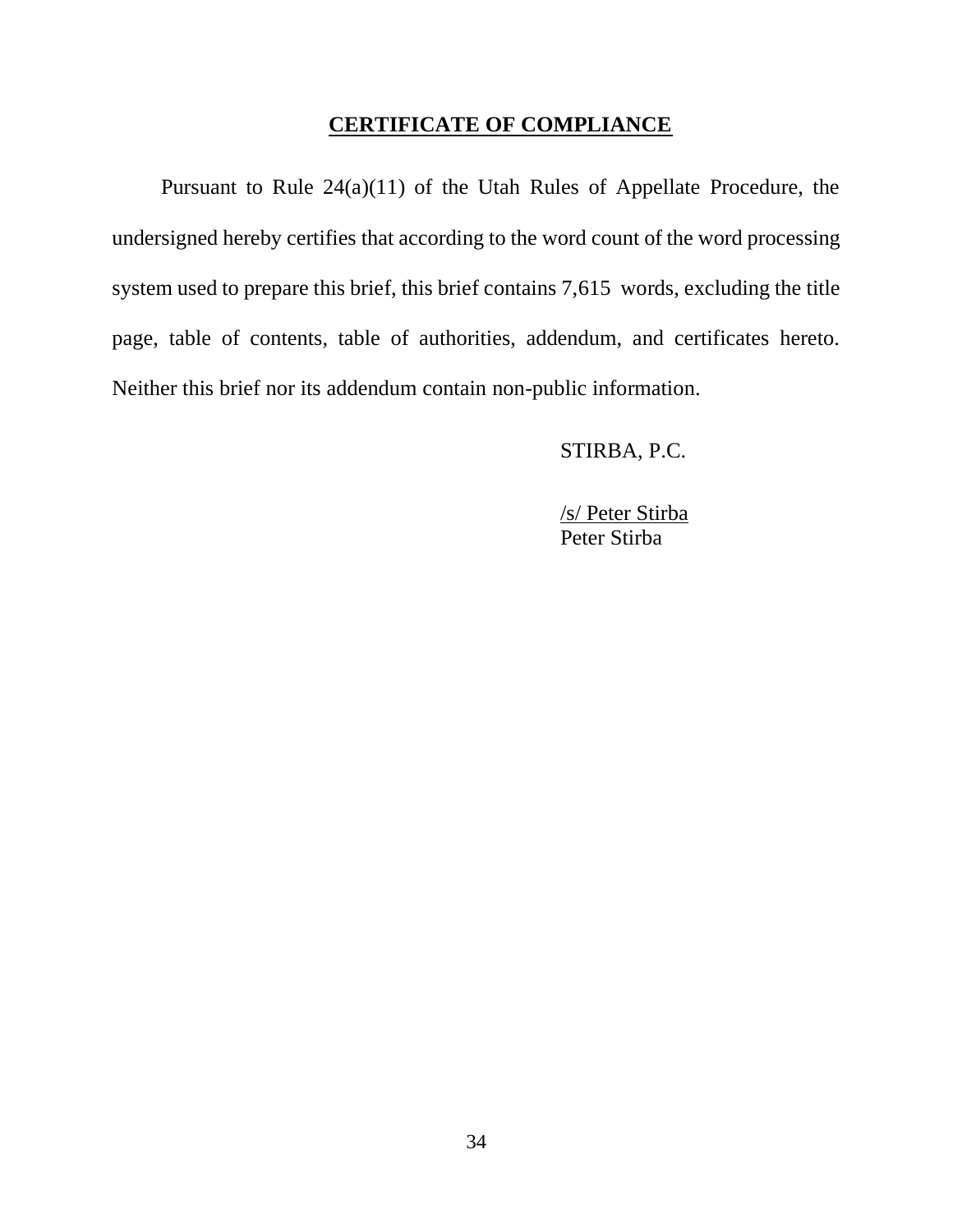## CERTIFICATE OF COMPLIANCE

Pursuant to Rule 24(a)(11) of the Utah Rules of Appellate Procedure, the undersigned hereby certifies that according to the word count of the word processing system used to prepare this brief, this brief contains 7,615 words, excluding the title page, table of contents, table of authorities, addendum, and certificates hereto. Neither this brief nor its addendum contain non-public information.

STIRBA, P.C.

/s/ Peter Stirba
Peter Stirba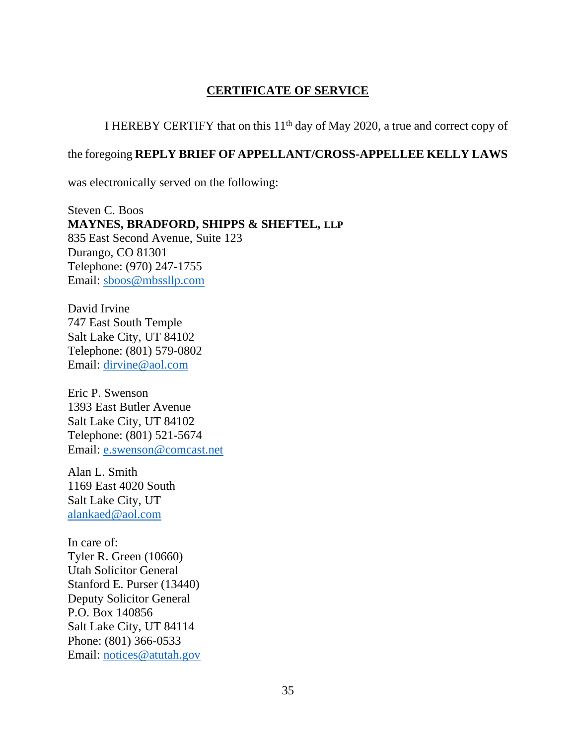## CERTIFICATE OF SERVICE

I HEREBY CERTIFY that on this 11th day of May 2020, a true and correct copy of the foregoing **REPLY BRIEF OF APPELLANT/CROSS-APPELLEE KELLY LAWS** was electronically served on the following:

Steven C. Boos
**MAYNES, BRADFORD, SHIPPS & SHEFTEL, LLP**
835 East Second Avenue, Suite 123
Durango, CO 81301
Telephone: (970) 247-1755
Email: sboos@mbssllp.com

David Irvine
747 East South Temple
Salt Lake City, UT 84102
Telephone: (801) 579-0802
Email: dirvine@aol.com

Eric P. Swenson
1393 East Butler Avenue
Salt Lake City, UT 84102
Telephone: (801) 521-5674
Email: e.swenson@comcast.net

Alan L. Smith
1169 East 4020 South
Salt Lake City, UT
alankaed@aol.com

In care of:
Tyler R. Green (10660)
Utah Solicitor General
Stanford E. Purser (13440)
Deputy Solicitor General
P.O. Box 140856
Salt Lake City, UT 84114
Phone: (801) 366-0533
Email: notices@atutah.gov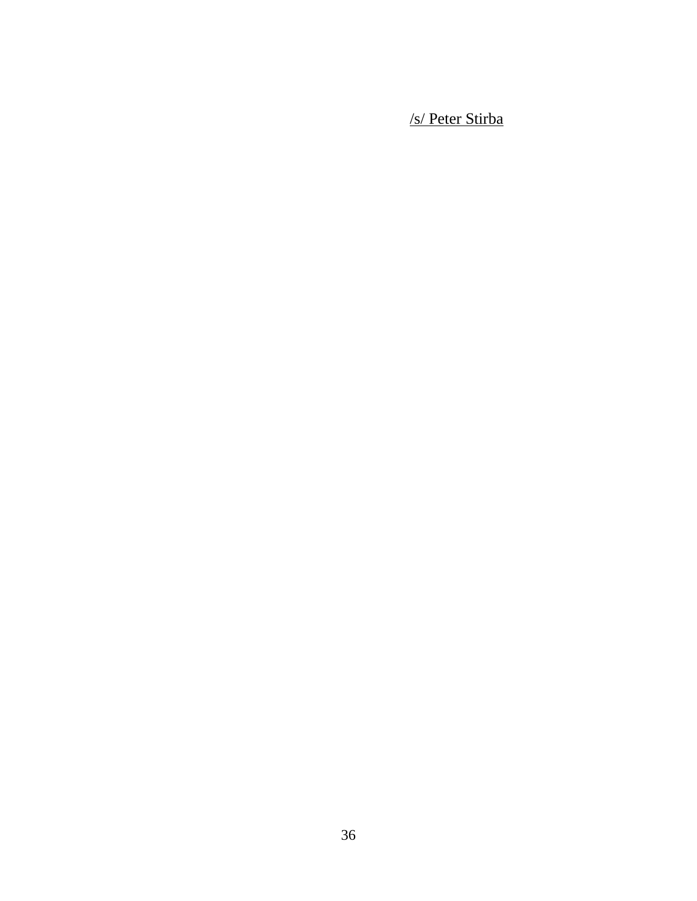/s/ Peter Stirba